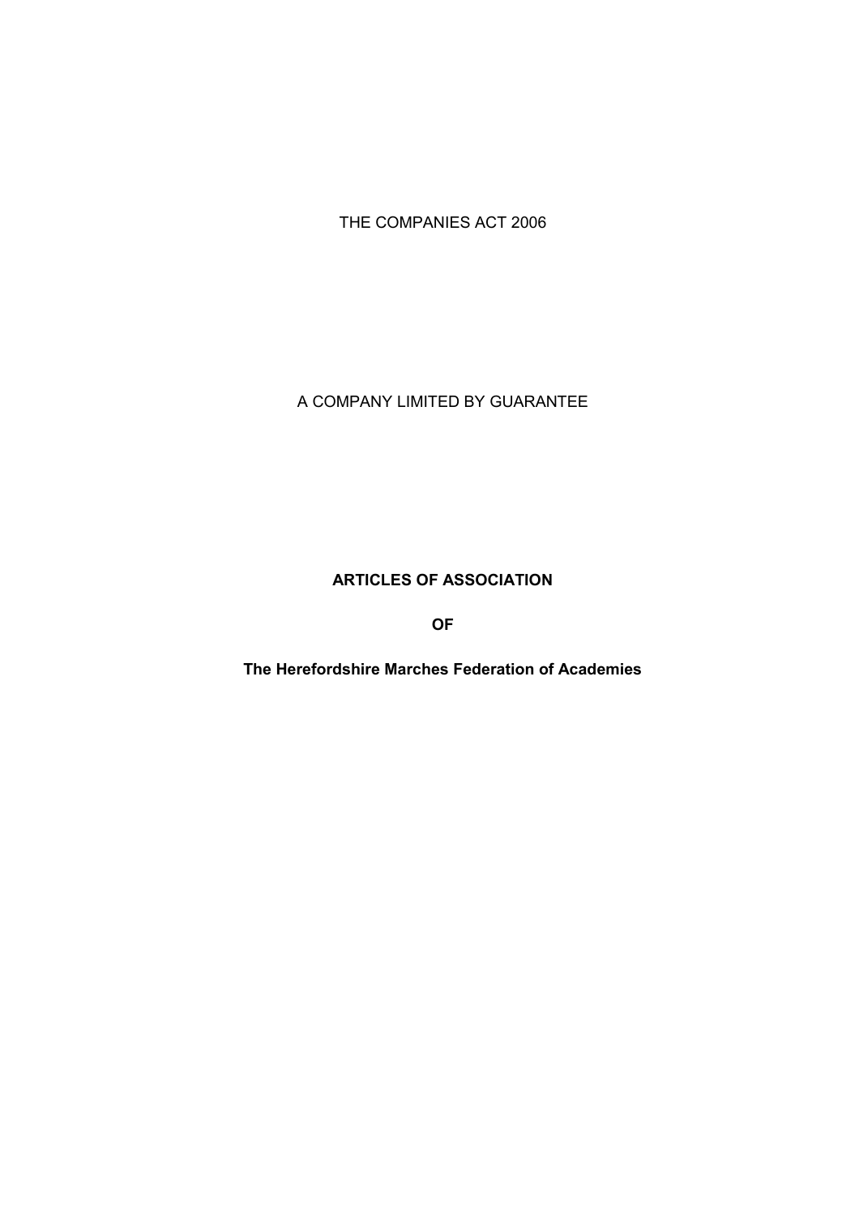THE COMPANIES ACT 2006

A COMPANY LIMITED BY GUARANTEE

# ARTICLES OF ASSOCIATION

# OF

# The Herefordshire Marches Federation of Academies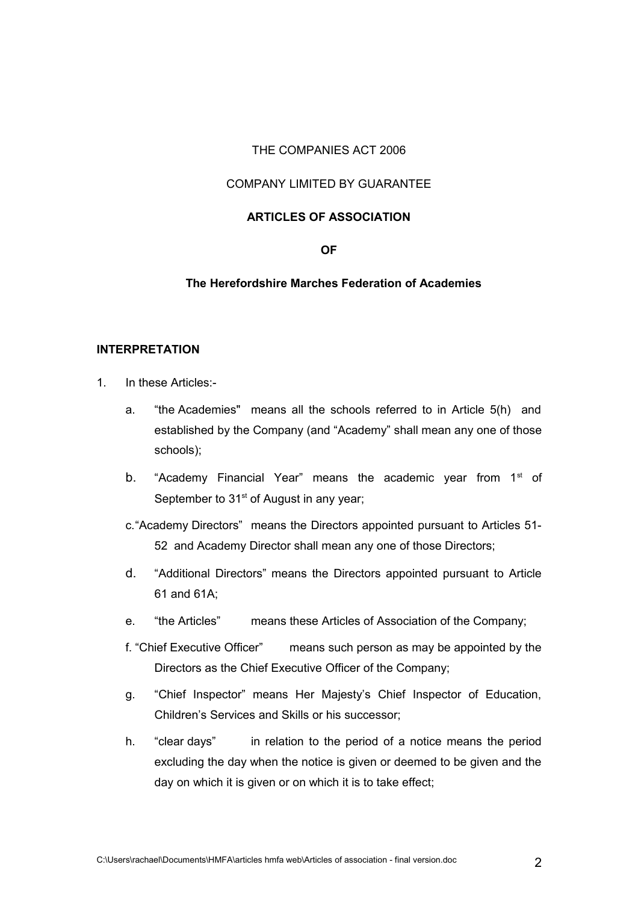THE COMPANIES ACT 2006

COMPANY LIMITED BY GUARANTEE

**ARTICLES OF ASSOCIATION**

**OF**

**The Herefordshire Marches Federation of Academies**

**INTERPRETATION**

1. In these Articles:-

   a. "the Academies" means all the schools referred to in Article 5(h) and established by the Company (and "Academy" shall mean any one of those schools);

   b. "Academy Financial Year" means the academic year from 1st of September to 31st of August in any year;

   c. "Academy Directors" means the Directors appointed pursuant to Articles 51-52 and Academy Director shall mean any one of those Directors;

   d. "Additional Directors" means the Directors appointed pursuant to Article 61 and 61A;

   e. "the Articles" means these Articles of Association of the Company;

   f. "Chief Executive Officer" means such person as may be appointed by the Directors as the Chief Executive Officer of the Company;

   g. "Chief Inspector" means Her Majesty's Chief Inspector of Education, Children's Services and Skills or his successor;

   h. "clear days" in relation to the period of a notice means the period excluding the day when the notice is given or deemed to be given and the day on which it is given or on which it is to take effect;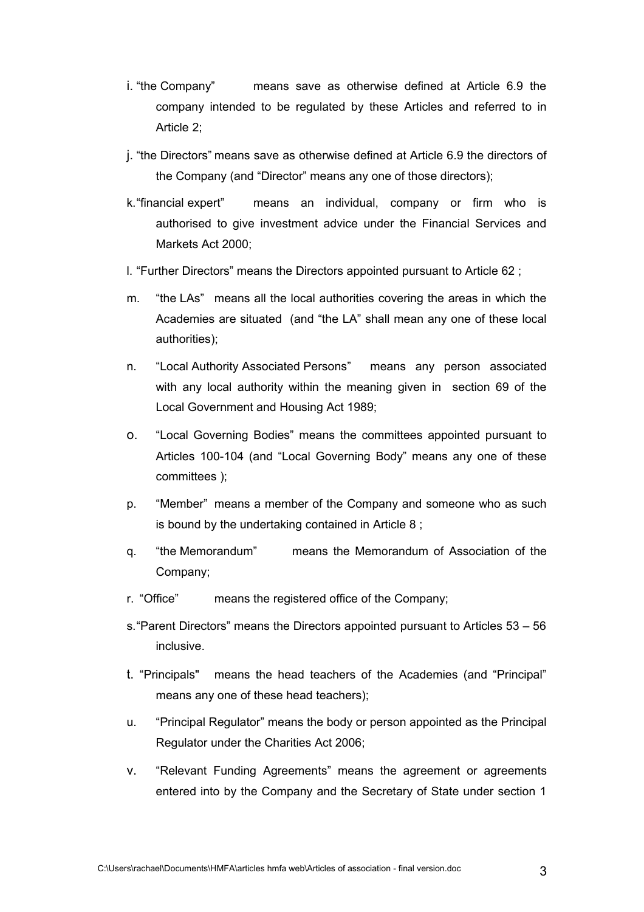i. "the Company" means save as otherwise defined at Article 6.9 the company intended to be regulated by these Articles and referred to in Article 2;

j. "the Directors" means save as otherwise defined at Article 6.9 the directors of the Company (and "Director" means any one of those directors);

k. "financial expert" means an individual, company or firm who is authorised to give investment advice under the Financial Services and Markets Act 2000;

l. "Further Directors" means the Directors appointed pursuant to Article 62 ;

m. "the LAs" means all the local authorities covering the areas in which the Academies are situated (and "the LA" shall mean any one of these local authorities);

n. "Local Authority Associated Persons" means any person associated with any local authority within the meaning given in section 69 of the Local Government and Housing Act 1989;

o. "Local Governing Bodies" means the committees appointed pursuant to Articles 100-104 (and "Local Governing Body" means any one of these committees );

p. "Member" means a member of the Company and someone who as such is bound by the undertaking contained in Article 8 ;

q. "the Memorandum" means the Memorandum of Association of the Company;

r. "Office" means the registered office of the Company;

s. "Parent Directors" means the Directors appointed pursuant to Articles 53 – 56 inclusive.

t. "Principals" means the head teachers of the Academies (and "Principal" means any one of these head teachers);

u. "Principal Regulator" means the body or person appointed as the Principal Regulator under the Charities Act 2006;

v. "Relevant Funding Agreements" means the agreement or agreements entered into by the Company and the Secretary of State under section 1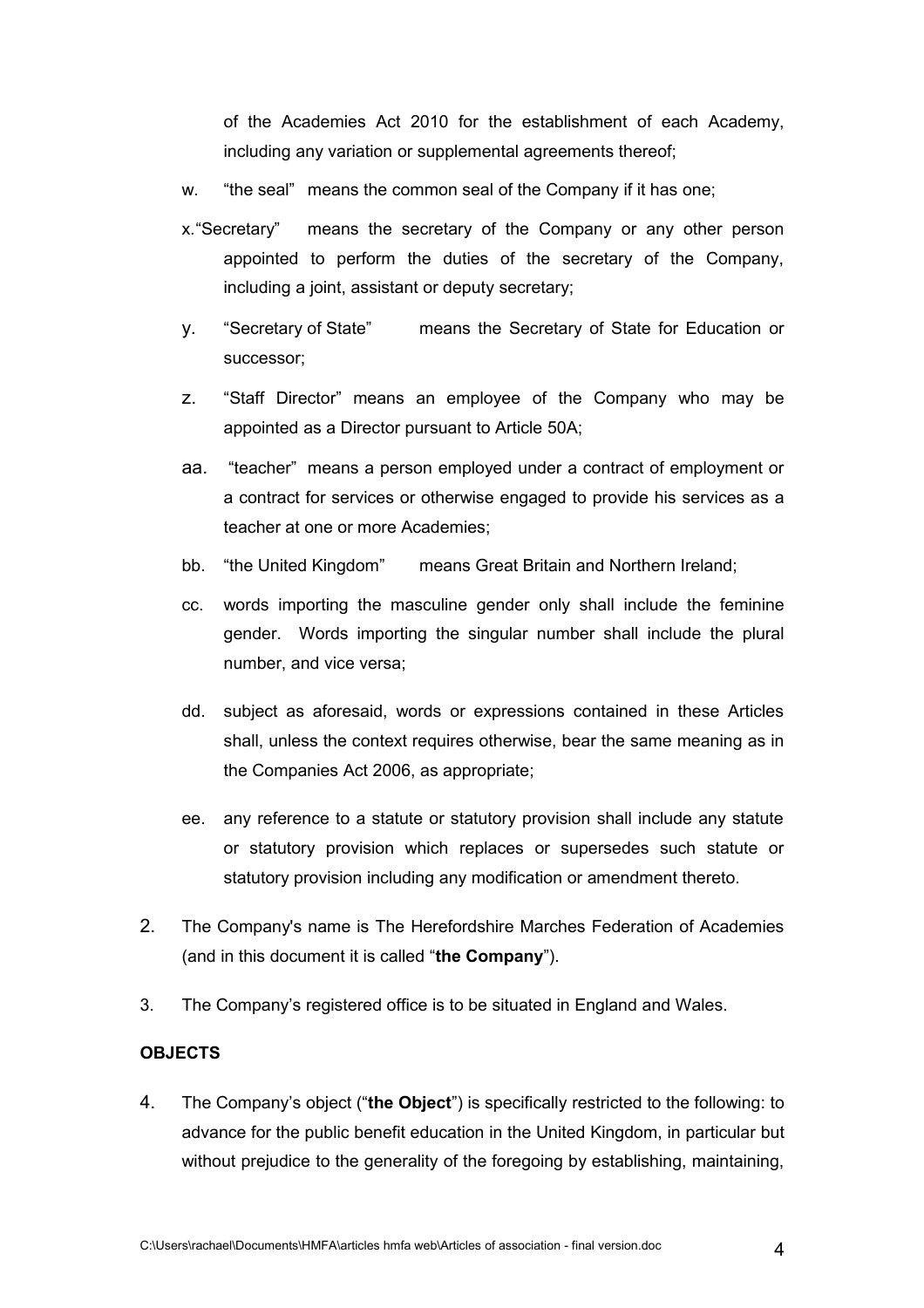of the Academies Act 2010 for the establishment of each Academy, including any variation or supplemental agreements thereof;

w. "the seal" means the common seal of the Company if it has one;

x. "Secretary" means the secretary of the Company or any other person appointed to perform the duties of the secretary of the Company, including a joint, assistant or deputy secretary;

y. "Secretary of State" means the Secretary of State for Education or successor;

z. "Staff Director" means an employee of the Company who may be appointed as a Director pursuant to Article 50A;

aa. "teacher" means a person employed under a contract of employment or a contract for services or otherwise engaged to provide his services as a teacher at one or more Academies;

bb. "the United Kingdom" means Great Britain and Northern Ireland;

cc. words importing the masculine gender only shall include the feminine gender. Words importing the singular number shall include the plural number, and vice versa;

dd. subject as aforesaid, words or expressions contained in these Articles shall, unless the context requires otherwise, bear the same meaning as in the Companies Act 2006, as appropriate;

ee. any reference to a statute or statutory provision shall include any statute or statutory provision which replaces or supersedes such statute or statutory provision including any modification or amendment thereto.

2. The Company's name is The Herefordshire Marches Federation of Academies (and in this document it is called "**the Company**").

3. The Company's registered office is to be situated in England and Wales.

**OBJECTS**

4. The Company's object ("**the Object**") is specifically restricted to the following: to advance for the public benefit education in the United Kingdom, in particular but without prejudice to the generality of the foregoing by establishing, maintaining,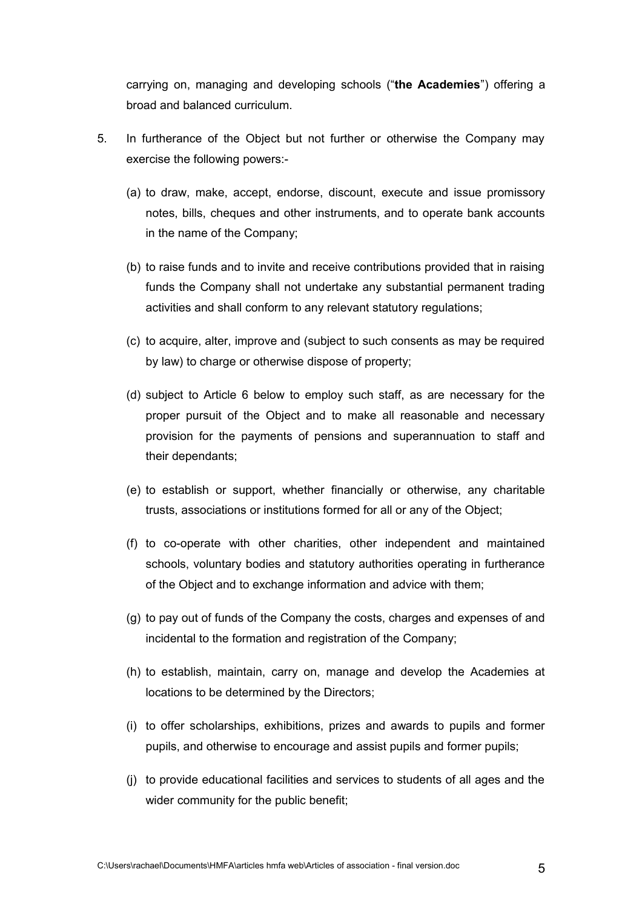carrying on, managing and developing schools ("**the Academies**") offering a broad and balanced curriculum.

5. In furtherance of the Object but not further or otherwise the Company may exercise the following powers:-

   (a) to draw, make, accept, endorse, discount, execute and issue promissory notes, bills, cheques and other instruments, and to operate bank accounts in the name of the Company;

   (b) to raise funds and to invite and receive contributions provided that in raising funds the Company shall not undertake any substantial permanent trading activities and shall conform to any relevant statutory regulations;

   (c) to acquire, alter, improve and (subject to such consents as may be required by law) to charge or otherwise dispose of property;

   (d) subject to Article 6 below to employ such staff, as are necessary for the proper pursuit of the Object and to make all reasonable and necessary provision for the payments of pensions and superannuation to staff and their dependants;

   (e) to establish or support, whether financially or otherwise, any charitable trusts, associations or institutions formed for all or any of the Object;

   (f) to co-operate with other charities, other independent and maintained schools, voluntary bodies and statutory authorities operating in furtherance of the Object and to exchange information and advice with them;

   (g) to pay out of funds of the Company the costs, charges and expenses of and incidental to the formation and registration of the Company;

   (h) to establish, maintain, carry on, manage and develop the Academies at locations to be determined by the Directors;

   (i) to offer scholarships, exhibitions, prizes and awards to pupils and former pupils, and otherwise to encourage and assist pupils and former pupils;

   (j) to provide educational facilities and services to students of all ages and the wider community for the public benefit;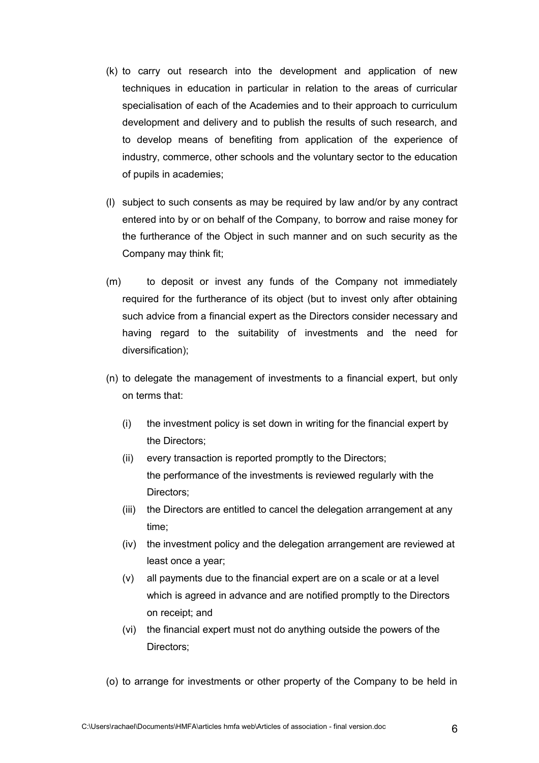(k) to carry out research into the development and application of new techniques in education in particular in relation to the areas of curricular specialisation of each of the Academies and to their approach to curriculum development and delivery and to publish the results of such research, and to develop means of benefiting from application of the experience of industry, commerce, other schools and the voluntary sector to the education of pupils in academies;

(l) subject to such consents as may be required by law and/or by any contract entered into by or on behalf of the Company, to borrow and raise money for the furtherance of the Object in such manner and on such security as the Company may think fit;

(m) to deposit or invest any funds of the Company not immediately required for the furtherance of its object (but to invest only after obtaining such advice from a financial expert as the Directors consider necessary and having regard to the suitability of investments and the need for diversification);

(n) to delegate the management of investments to a financial expert, but only on terms that:

   (i) the investment policy is set down in writing for the financial expert by the Directors;

   (ii) every transaction is reported promptly to the Directors; the performance of the investments is reviewed regularly with the Directors;

   (iii) the Directors are entitled to cancel the delegation arrangement at any time;

   (iv) the investment policy and the delegation arrangement are reviewed at least once a year;

   (v) all payments due to the financial expert are on a scale or at a level which is agreed in advance and are notified promptly to the Directors on receipt; and

   (vi) the financial expert must not do anything outside the powers of the Directors;

(o) to arrange for investments or other property of the Company to be held in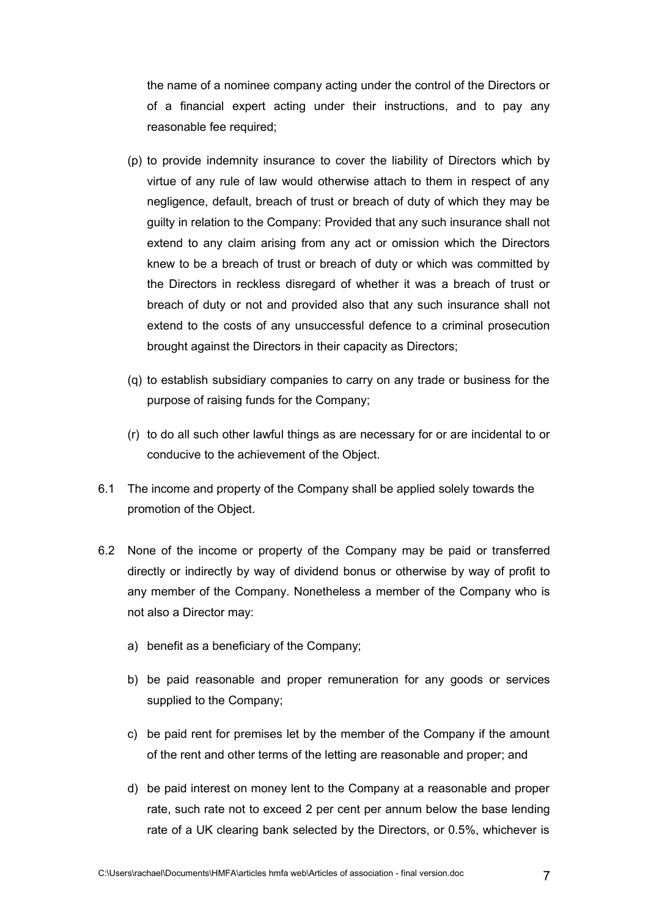the name of a nominee company acting under the control of the Directors or of a financial expert acting under their instructions, and to pay any reasonable fee required;

(p) to provide indemnity insurance to cover the liability of Directors which by virtue of any rule of law would otherwise attach to them in respect of any negligence, default, breach of trust or breach of duty of which they may be guilty in relation to the Company: Provided that any such insurance shall not extend to any claim arising from any act or omission which the Directors knew to be a breach of trust or breach of duty or which was committed by the Directors in reckless disregard of whether it was a breach of trust or breach of duty or not and provided also that any such insurance shall not extend to the costs of any unsuccessful defence to a criminal prosecution brought against the Directors in their capacity as Directors;

(q) to establish subsidiary companies to carry on any trade or business for the purpose of raising funds for the Company;

(r) to do all such other lawful things as are necessary for or are incidental to or conducive to the achievement of the Object.

6.1 The income and property of the Company shall be applied solely towards the promotion of the Object.

6.2 None of the income or property of the Company may be paid or transferred directly or indirectly by way of dividend bonus or otherwise by way of profit to any member of the Company. Nonetheless a member of the Company who is not also a Director may:

a) benefit as a beneficiary of the Company;

b) be paid reasonable and proper remuneration for any goods or services supplied to the Company;

c) be paid rent for premises let by the member of the Company if the amount of the rent and other terms of the letting are reasonable and proper; and

d) be paid interest on money lent to the Company at a reasonable and proper rate, such rate not to exceed 2 per cent per annum below the base lending rate of a UK clearing bank selected by the Directors, or 0.5%, whichever is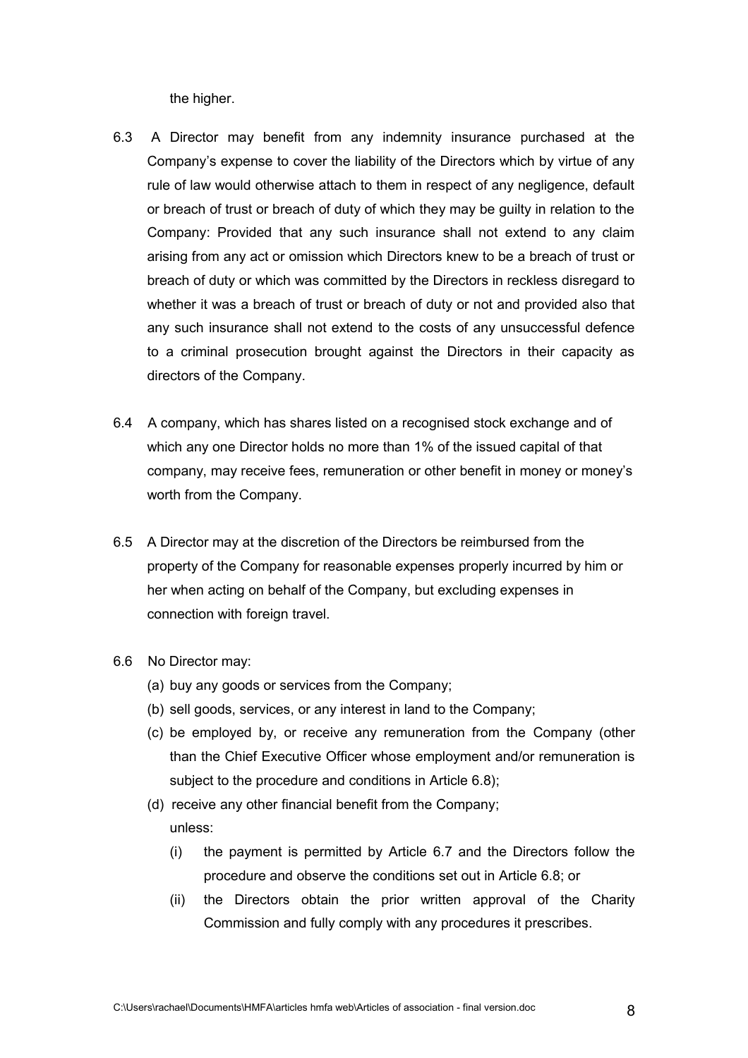the higher.

6.3 A Director may benefit from any indemnity insurance purchased at the Company's expense to cover the liability of the Directors which by virtue of any rule of law would otherwise attach to them in respect of any negligence, default or breach of trust or breach of duty of which they may be guilty in relation to the Company: Provided that any such insurance shall not extend to any claim arising from any act or omission which Directors knew to be a breach of trust or breach of duty or which was committed by the Directors in reckless disregard to whether it was a breach of trust or breach of duty or not and provided also that any such insurance shall not extend to the costs of any unsuccessful defence to a criminal prosecution brought against the Directors in their capacity as directors of the Company.

6.4 A company, which has shares listed on a recognised stock exchange and of which any one Director holds no more than 1% of the issued capital of that company, may receive fees, remuneration or other benefit in money or money's worth from the Company.

6.5 A Director may at the discretion of the Directors be reimbursed from the property of the Company for reasonable expenses properly incurred by him or her when acting on behalf of the Company, but excluding expenses in connection with foreign travel.

6.6 No Director may:

(a) buy any goods or services from the Company;

(b) sell goods, services, or any interest in land to the Company;

(c) be employed by, or receive any remuneration from the Company (other than the Chief Executive Officer whose employment and/or remuneration is subject to the procedure and conditions in Article 6.8);

(d) receive any other financial benefit from the Company;

unless:

(i) the payment is permitted by Article 6.7 and the Directors follow the procedure and observe the conditions set out in Article 6.8; or

(ii) the Directors obtain the prior written approval of the Charity Commission and fully comply with any procedures it prescribes.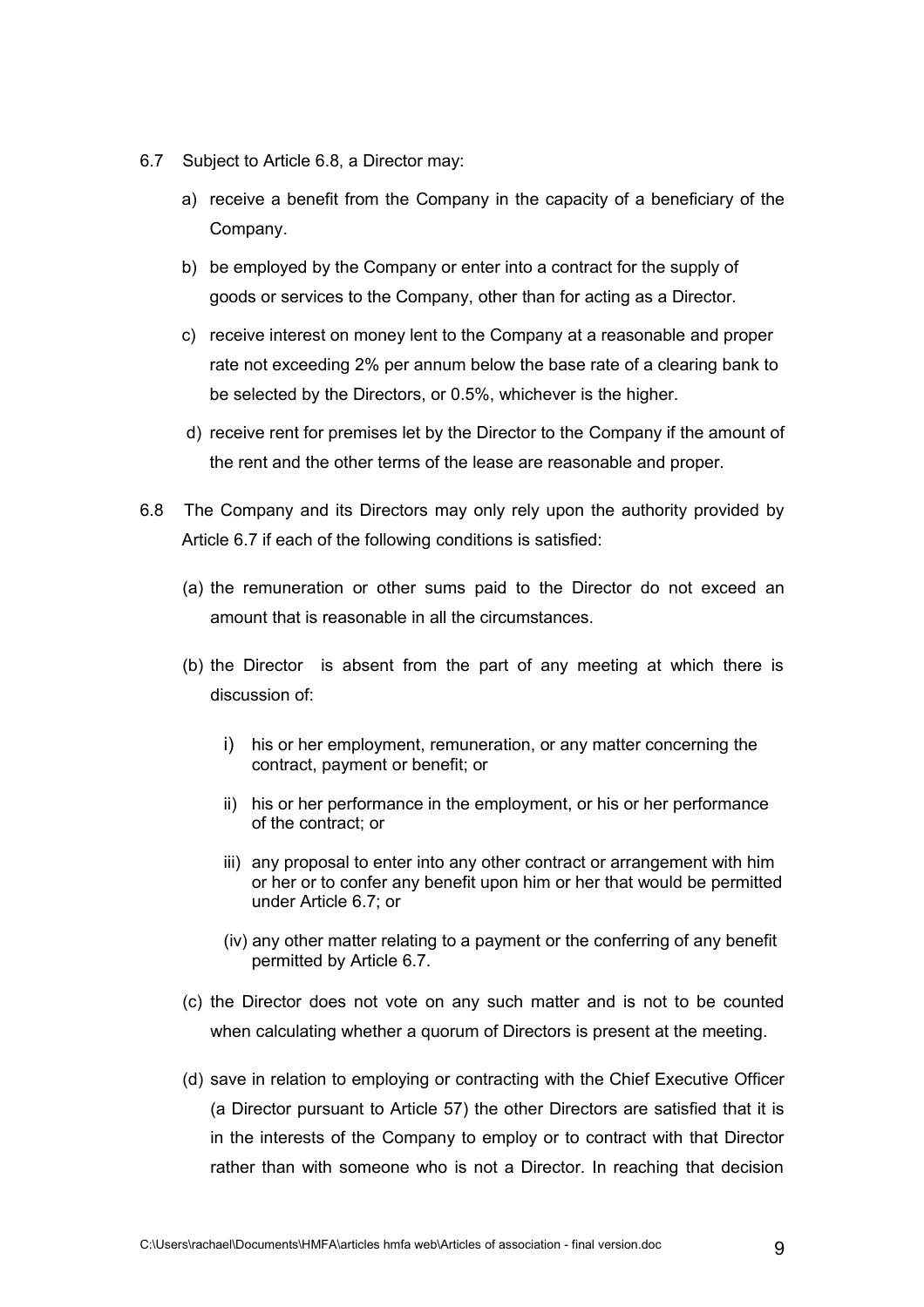6.7 Subject to Article 6.8, a Director may:

a) receive a benefit from the Company in the capacity of a beneficiary of the Company.

b) be employed by the Company or enter into a contract for the supply of goods or services to the Company, other than for acting as a Director.

c) receive interest on money lent to the Company at a reasonable and proper rate not exceeding 2% per annum below the base rate of a clearing bank to be selected by the Directors, or 0.5%, whichever is the higher.

d) receive rent for premises let by the Director to the Company if the amount of the rent and the other terms of the lease are reasonable and proper.

6.8 The Company and its Directors may only rely upon the authority provided by Article 6.7 if each of the following conditions is satisfied:

(a) the remuneration or other sums paid to the Director do not exceed an amount that is reasonable in all the circumstances.

(b) the Director is absent from the part of any meeting at which there is discussion of:

i) his or her employment, remuneration, or any matter concerning the contract, payment or benefit; or

ii) his or her performance in the employment, or his or her performance of the contract; or

iii) any proposal to enter into any other contract or arrangement with him or her or to confer any benefit upon him or her that would be permitted under Article 6.7; or

(iv) any other matter relating to a payment or the conferring of any benefit permitted by Article 6.7.

(c) the Director does not vote on any such matter and is not to be counted when calculating whether a quorum of Directors is present at the meeting.

(d) save in relation to employing or contracting with the Chief Executive Officer (a Director pursuant to Article 57) the other Directors are satisfied that it is in the interests of the Company to employ or to contract with that Director rather than with someone who is not a Director. In reaching that decision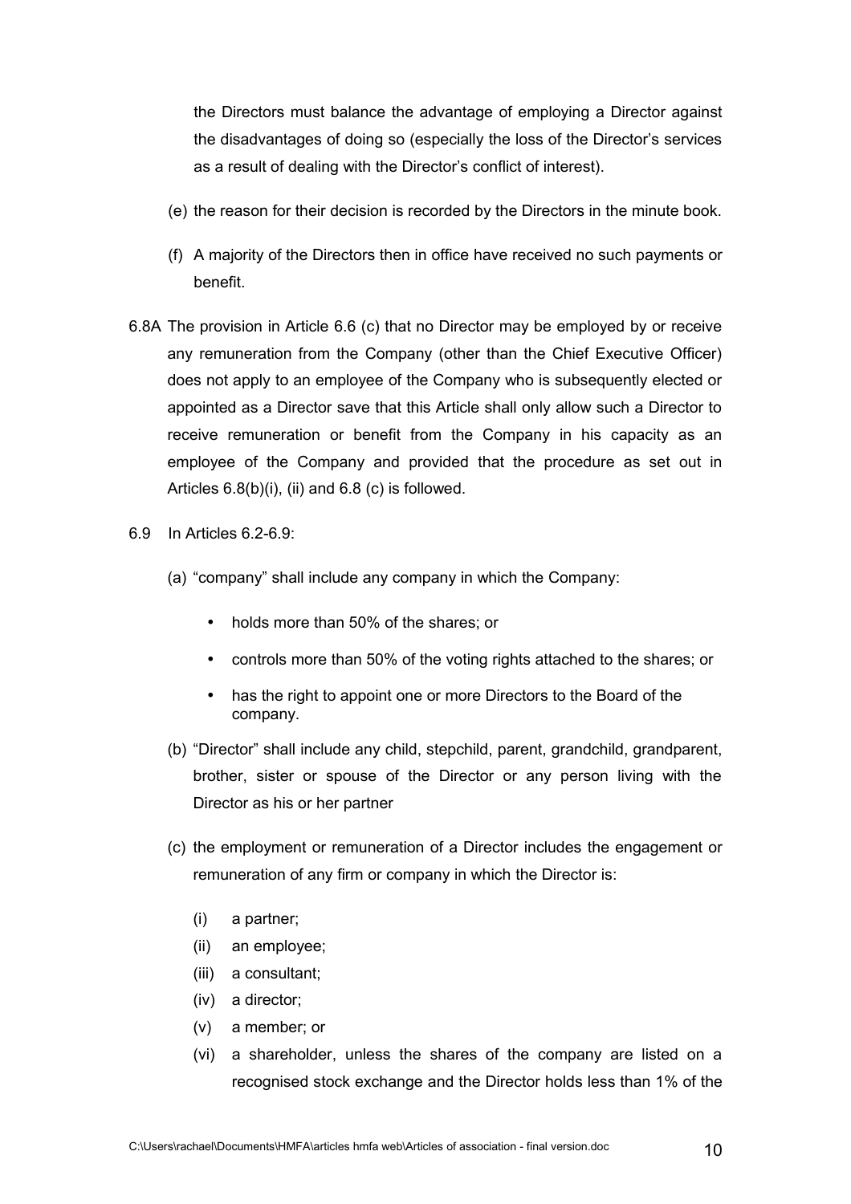the Directors must balance the advantage of employing a Director against the disadvantages of doing so (especially the loss of the Director's services as a result of dealing with the Director's conflict of interest).

(e) the reason for their decision is recorded by the Directors in the minute book.

(f) A majority of the Directors then in office have received no such payments or benefit.

6.8A The provision in Article 6.6 (c) that no Director may be employed by or receive any remuneration from the Company (other than the Chief Executive Officer) does not apply to an employee of the Company who is subsequently elected or appointed as a Director save that this Article shall only allow such a Director to receive remuneration or benefit from the Company in his capacity as an employee of the Company and provided that the procedure as set out in Articles 6.8(b)(i), (ii) and 6.8 (c) is followed.

6.9 In Articles 6.2-6.9:

(a) "company" shall include any company in which the Company:

- holds more than 50% of the shares; or
- controls more than 50% of the voting rights attached to the shares; or
- has the right to appoint one or more Directors to the Board of the company.

(b) "Director" shall include any child, stepchild, parent, grandchild, grandparent, brother, sister or spouse of the Director or any person living with the Director as his or her partner

(c) the employment or remuneration of a Director includes the engagement or remuneration of any firm or company in which the Director is:

(i) a partner;
(ii) an employee;
(iii) a consultant;
(iv) a director;
(v) a member; or
(vi) a shareholder, unless the shares of the company are listed on a recognised stock exchange and the Director holds less than 1% of the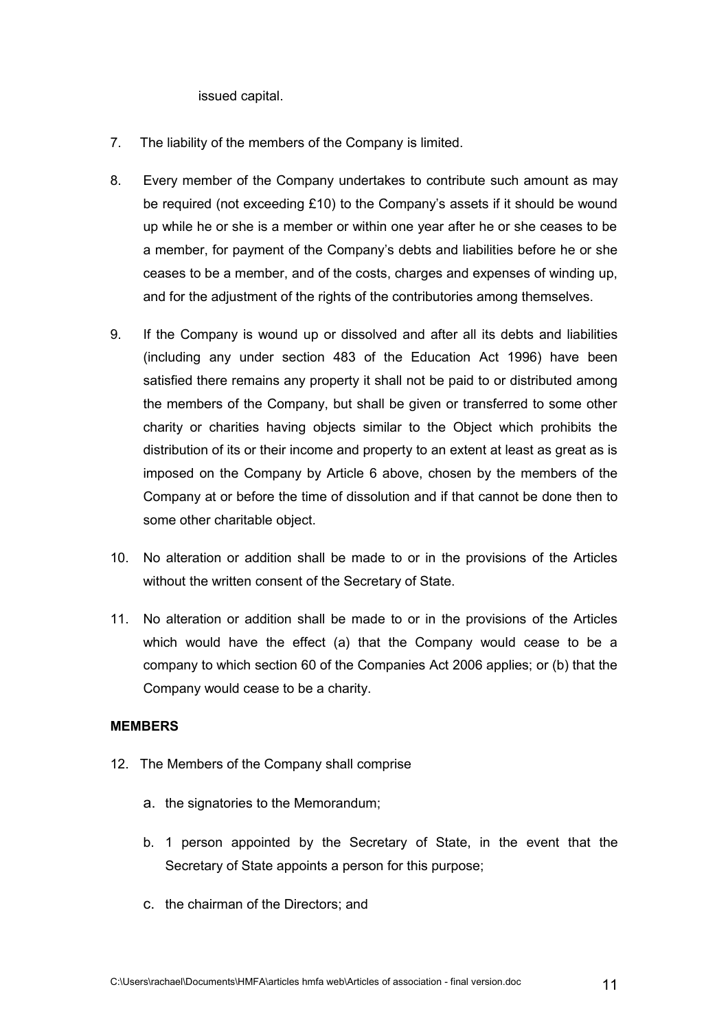issued capital.

7. The liability of the members of the Company is limited.

8. Every member of the Company undertakes to contribute such amount as may be required (not exceeding £10) to the Company's assets if it should be wound up while he or she is a member or within one year after he or she ceases to be a member, for payment of the Company's debts and liabilities before he or she ceases to be a member, and of the costs, charges and expenses of winding up, and for the adjustment of the rights of the contributories among themselves.

9. If the Company is wound up or dissolved and after all its debts and liabilities (including any under section 483 of the Education Act 1996) have been satisfied there remains any property it shall not be paid to or distributed among the members of the Company, but shall be given or transferred to some other charity or charities having objects similar to the Object which prohibits the distribution of its or their income and property to an extent at least as great as is imposed on the Company by Article 6 above, chosen by the members of the Company at or before the time of dissolution and if that cannot be done then to some other charitable object.

10. No alteration or addition shall be made to or in the provisions of the Articles without the written consent of the Secretary of State.

11. No alteration or addition shall be made to or in the provisions of the Articles which would have the effect (a) that the Company would cease to be a company to which section 60 of the Companies Act 2006 applies; or (b) that the Company would cease to be a charity.

**MEMBERS**

12. The Members of the Company shall comprise

    a. the signatories to the Memorandum;

    b. 1 person appointed by the Secretary of State, in the event that the Secretary of State appoints a person for this purpose;

    c. the chairman of the Directors; and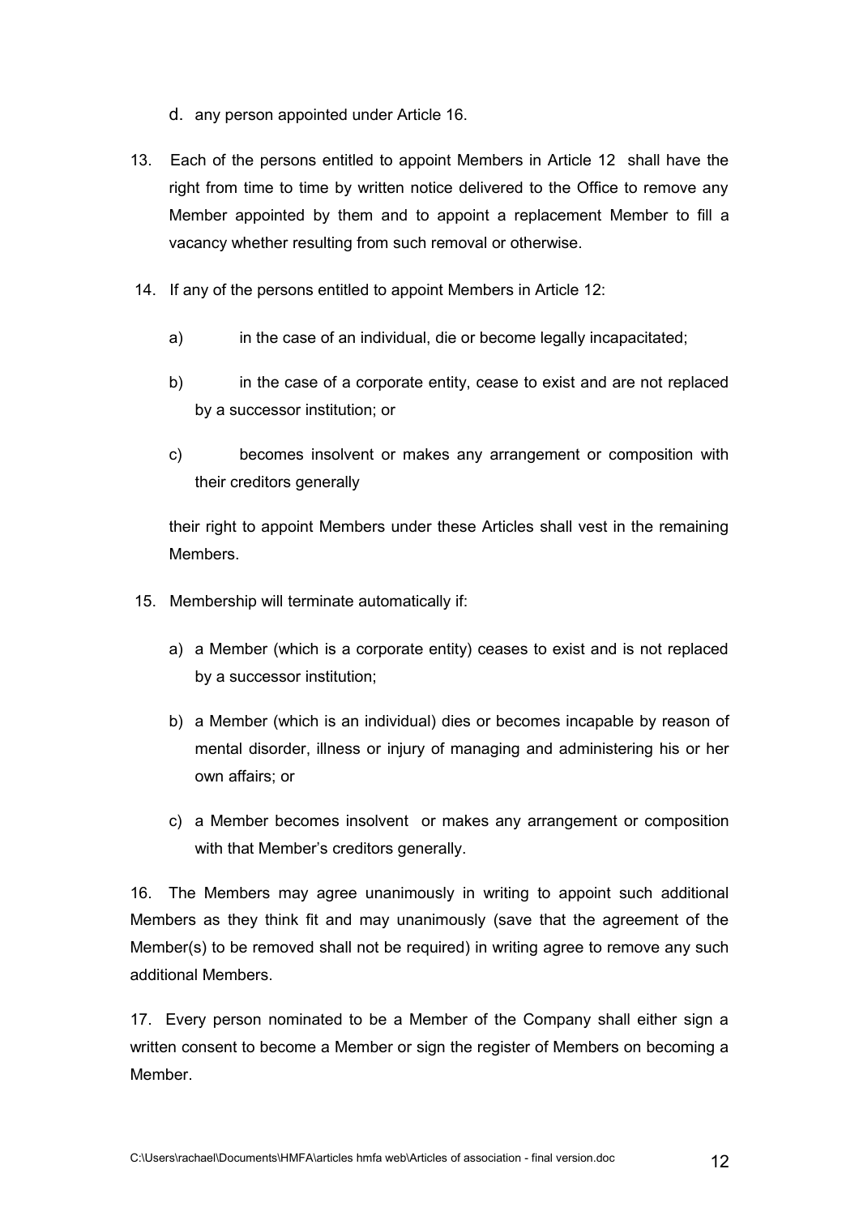d. any person appointed under Article 16.

13. Each of the persons entitled to appoint Members in Article 12 shall have the right from time to time by written notice delivered to the Office to remove any Member appointed by them and to appoint a replacement Member to fill a vacancy whether resulting from such removal or otherwise.

14. If any of the persons entitled to appoint Members in Article 12:

   a) in the case of an individual, die or become legally incapacitated;

   b) in the case of a corporate entity, cease to exist and are not replaced by a successor institution; or

   c) becomes insolvent or makes any arrangement or composition with their creditors generally

   their right to appoint Members under these Articles shall vest in the remaining Members.

15. Membership will terminate automatically if:

   a) a Member (which is a corporate entity) ceases to exist and is not replaced by a successor institution;

   b) a Member (which is an individual) dies or becomes incapable by reason of mental disorder, illness or injury of managing and administering his or her own affairs; or

   c) a Member becomes insolvent or makes any arrangement or composition with that Member's creditors generally.

16. The Members may agree unanimously in writing to appoint such additional Members as they think fit and may unanimously (save that the agreement of the Member(s) to be removed shall not be required) in writing agree to remove any such additional Members.

17. Every person nominated to be a Member of the Company shall either sign a written consent to become a Member or sign the register of Members on becoming a Member.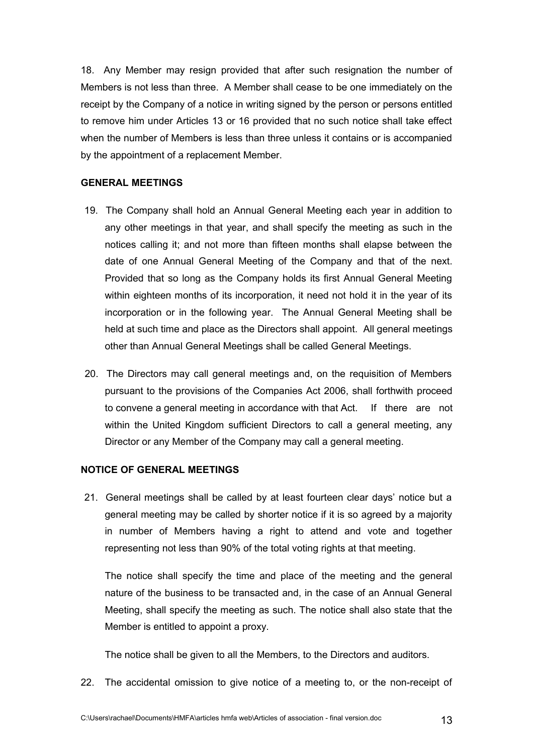18. Any Member may resign provided that after such resignation the number of Members is not less than three. A Member shall cease to be one immediately on the receipt by the Company of a notice in writing signed by the person or persons entitled to remove him under Articles 13 or 16 provided that no such notice shall take effect when the number of Members is less than three unless it contains or is accompanied by the appointment of a replacement Member.

**GENERAL MEETINGS**

19. The Company shall hold an Annual General Meeting each year in addition to any other meetings in that year, and shall specify the meeting as such in the notices calling it; and not more than fifteen months shall elapse between the date of one Annual General Meeting of the Company and that of the next. Provided that so long as the Company holds its first Annual General Meeting within eighteen months of its incorporation, it need not hold it in the year of its incorporation or in the following year. The Annual General Meeting shall be held at such time and place as the Directors shall appoint. All general meetings other than Annual General Meetings shall be called General Meetings.

20. The Directors may call general meetings and, on the requisition of Members pursuant to the provisions of the Companies Act 2006, shall forthwith proceed to convene a general meeting in accordance with that Act. If there are not within the United Kingdom sufficient Directors to call a general meeting, any Director or any Member of the Company may call a general meeting.

**NOTICE OF GENERAL MEETINGS**

21. General meetings shall be called by at least fourteen clear days' notice but a general meeting may be called by shorter notice if it is so agreed by a majority in number of Members having a right to attend and vote and together representing not less than 90% of the total voting rights at that meeting.

    The notice shall specify the time and place of the meeting and the general nature of the business to be transacted and, in the case of an Annual General Meeting, shall specify the meeting as such. The notice shall also state that the Member is entitled to appoint a proxy.

    The notice shall be given to all the Members, to the Directors and auditors.

22. The accidental omission to give notice of a meeting to, or the non-receipt of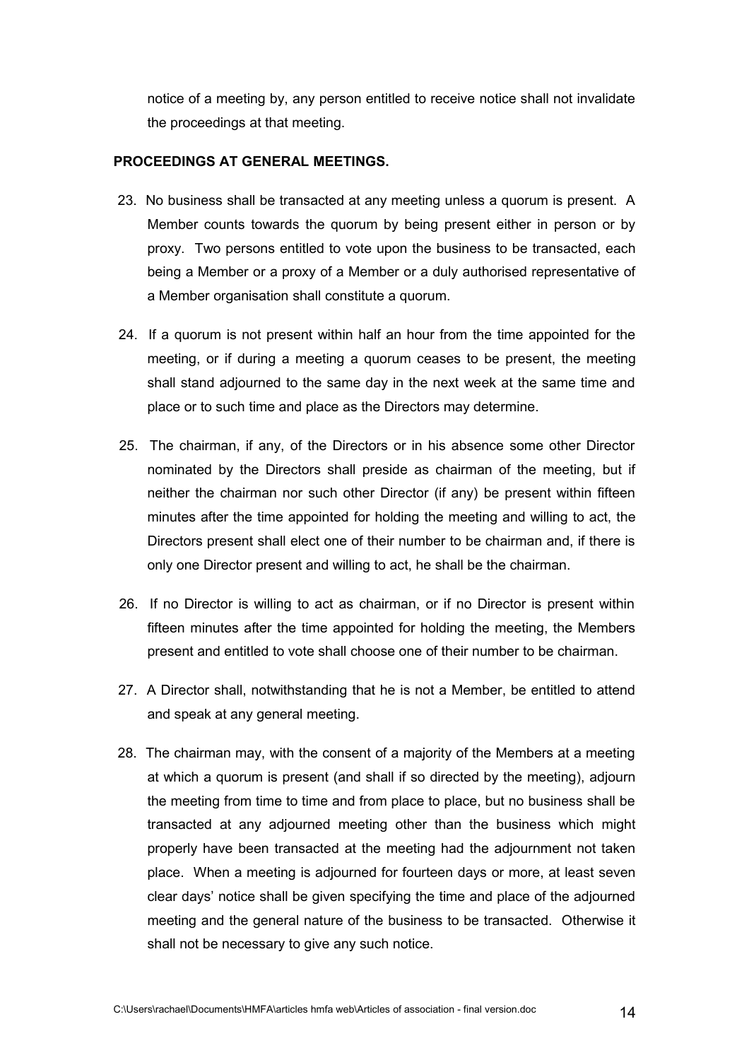notice of a meeting by, any person entitled to receive notice shall not invalidate the proceedings at that meeting.

**PROCEEDINGS AT GENERAL MEETINGS.**

23. No business shall be transacted at any meeting unless a quorum is present. A Member counts towards the quorum by being present either in person or by proxy. Two persons entitled to vote upon the business to be transacted, each being a Member or a proxy of a Member or a duly authorised representative of a Member organisation shall constitute a quorum.

24. If a quorum is not present within half an hour from the time appointed for the meeting, or if during a meeting a quorum ceases to be present, the meeting shall stand adjourned to the same day in the next week at the same time and place or to such time and place as the Directors may determine.

25. The chairman, if any, of the Directors or in his absence some other Director nominated by the Directors shall preside as chairman of the meeting, but if neither the chairman nor such other Director (if any) be present within fifteen minutes after the time appointed for holding the meeting and willing to act, the Directors present shall elect one of their number to be chairman and, if there is only one Director present and willing to act, he shall be the chairman.

26. If no Director is willing to act as chairman, or if no Director is present within fifteen minutes after the time appointed for holding the meeting, the Members present and entitled to vote shall choose one of their number to be chairman.

27. A Director shall, notwithstanding that he is not a Member, be entitled to attend and speak at any general meeting.

28. The chairman may, with the consent of a majority of the Members at a meeting at which a quorum is present (and shall if so directed by the meeting), adjourn the meeting from time to time and from place to place, but no business shall be transacted at any adjourned meeting other than the business which might properly have been transacted at the meeting had the adjournment not taken place. When a meeting is adjourned for fourteen days or more, at least seven clear days' notice shall be given specifying the time and place of the adjourned meeting and the general nature of the business to be transacted. Otherwise it shall not be necessary to give any such notice.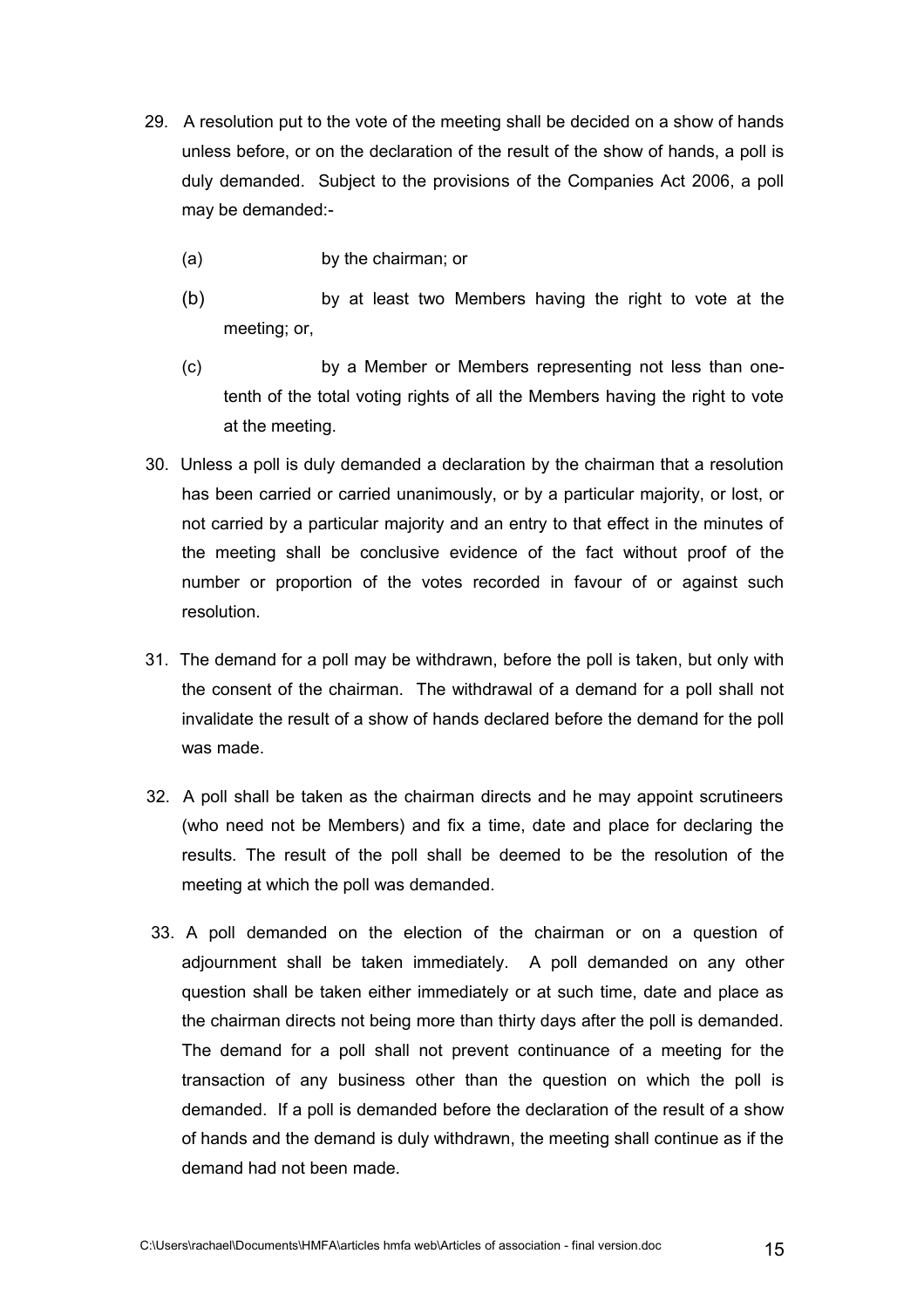29. A resolution put to the vote of the meeting shall be decided on a show of hands unless before, or on the declaration of the result of the show of hands, a poll is duly demanded. Subject to the provisions of the Companies Act 2006, a poll may be demanded:-

    (a) by the chairman; or

    (b) by at least two Members having the right to vote at the meeting; or,

    (c) by a Member or Members representing not less than one-tenth of the total voting rights of all the Members having the right to vote at the meeting.

30. Unless a poll is duly demanded a declaration by the chairman that a resolution has been carried or carried unanimously, or by a particular majority, or lost, or not carried by a particular majority and an entry to that effect in the minutes of the meeting shall be conclusive evidence of the fact without proof of the number or proportion of the votes recorded in favour of or against such resolution.

31. The demand for a poll may be withdrawn, before the poll is taken, but only with the consent of the chairman. The withdrawal of a demand for a poll shall not invalidate the result of a show of hands declared before the demand for the poll was made.

32. A poll shall be taken as the chairman directs and he may appoint scrutineers (who need not be Members) and fix a time, date and place for declaring the results. The result of the poll shall be deemed to be the resolution of the meeting at which the poll was demanded.

33. A poll demanded on the election of the chairman or on a question of adjournment shall be taken immediately. A poll demanded on any other question shall be taken either immediately or at such time, date and place as the chairman directs not being more than thirty days after the poll is demanded. The demand for a poll shall not prevent continuance of a meeting for the transaction of any business other than the question on which the poll is demanded. If a poll is demanded before the declaration of the result of a show of hands and the demand is duly withdrawn, the meeting shall continue as if the demand had not been made.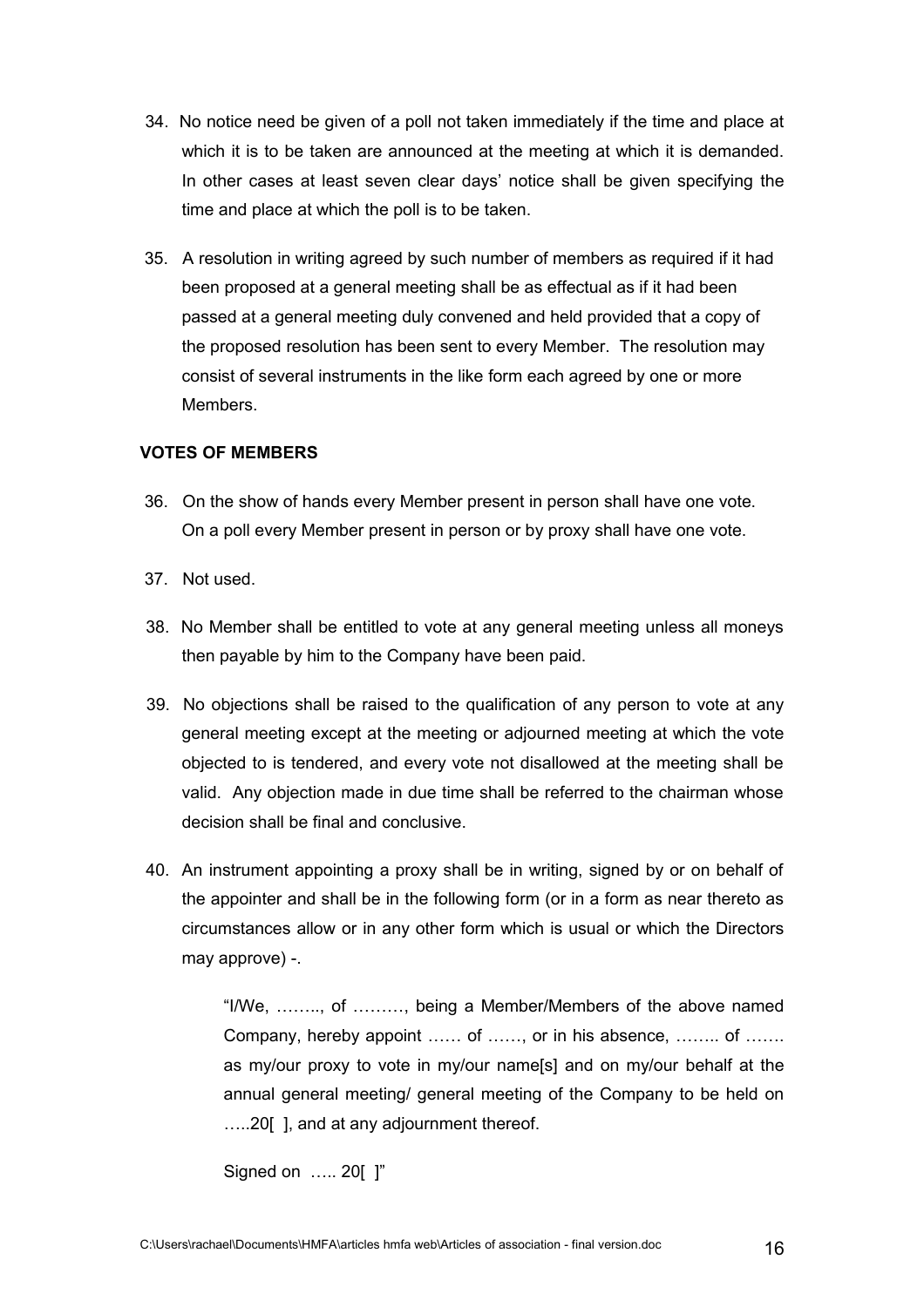34. No notice need be given of a poll not taken immediately if the time and place at which it is to be taken are announced at the meeting at which it is demanded. In other cases at least seven clear days' notice shall be given specifying the time and place at which the poll is to be taken.

35. A resolution in writing agreed by such number of members as required if it had been proposed at a general meeting shall be as effectual as if it had been passed at a general meeting duly convened and held provided that a copy of the proposed resolution has been sent to every Member. The resolution may consist of several instruments in the like form each agreed by one or more Members.

**VOTES OF MEMBERS**

36. On the show of hands every Member present in person shall have one vote. On a poll every Member present in person or by proxy shall have one vote.

37. Not used.

38. No Member shall be entitled to vote at any general meeting unless all moneys then payable by him to the Company have been paid.

39. No objections shall be raised to the qualification of any person to vote at any general meeting except at the meeting or adjourned meeting at which the vote objected to is tendered, and every vote not disallowed at the meeting shall be valid. Any objection made in due time shall be referred to the chairman whose decision shall be final and conclusive.

40. An instrument appointing a proxy shall be in writing, signed by or on behalf of the appointer and shall be in the following form (or in a form as near thereto as circumstances allow or in any other form which is usual or which the Directors may approve) -.

> "I/We, …….., of ………, being a Member/Members of the above named Company, hereby appoint …… of ……, or in his absence, …….. of ……. as my/our proxy to vote in my/our name[s] and on my/our behalf at the annual general meeting/ general meeting of the Company to be held on …..20[ ], and at any adjournment thereof.
>
> Signed on ….. 20[ ]"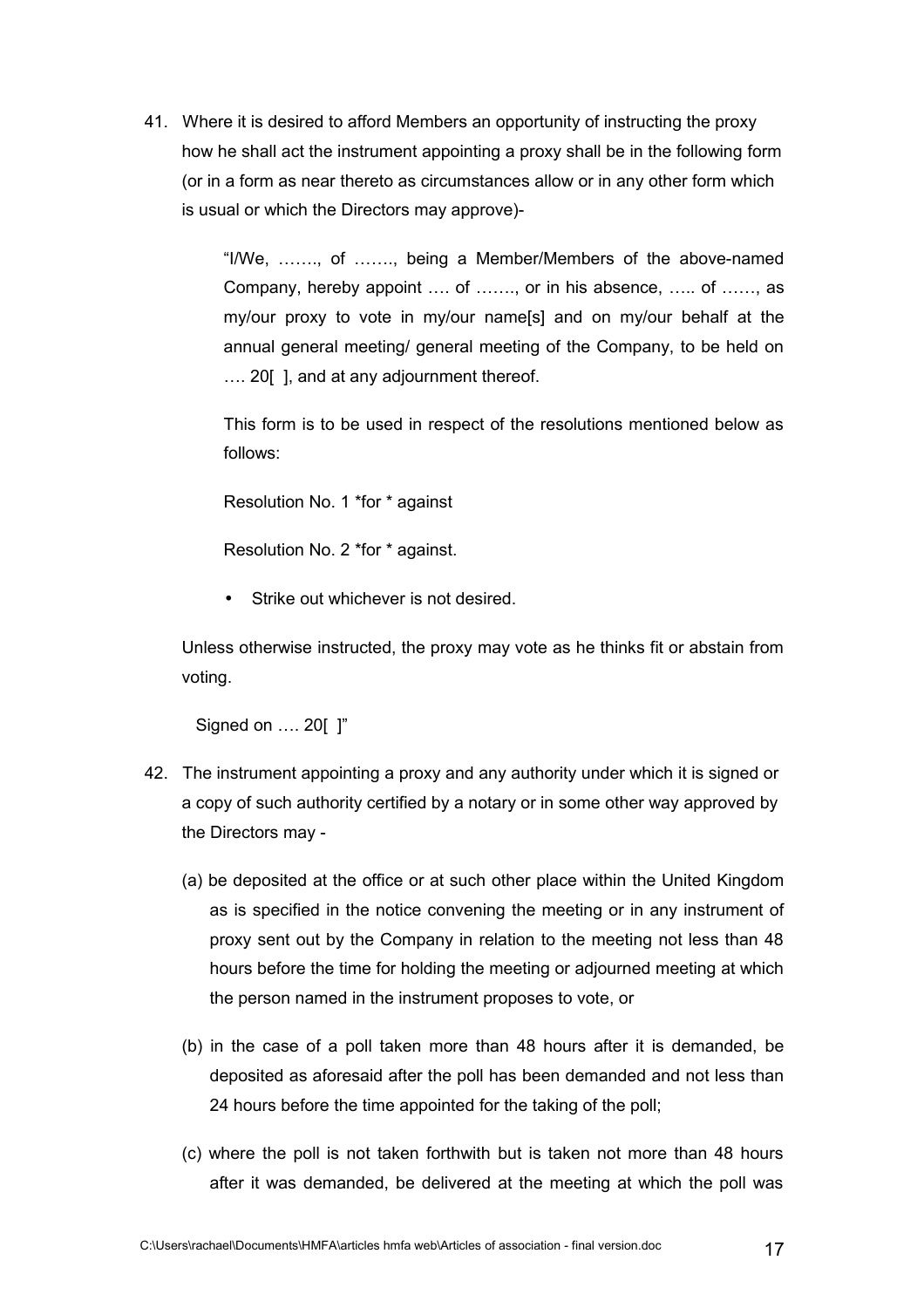41. Where it is desired to afford Members an opportunity of instructing the proxy how he shall act the instrument appointing a proxy shall be in the following form (or in a form as near thereto as circumstances allow or in any other form which is usual or which the Directors may approve)-

    "I/We, ……., of ……., being a Member/Members of the above-named Company, hereby appoint …. of ……., or in his absence, ….. of ……, as my/our proxy to vote in my/our name[s] and on my/our behalf at the annual general meeting/ general meeting of the Company, to be held on …. 20[ ], and at any adjournment thereof.

    This form is to be used in respect of the resolutions mentioned below as follows:

    Resolution No. 1 *for * against

    Resolution No. 2 *for * against.

    - Strike out whichever is not desired.

    Unless otherwise instructed, the proxy may vote as he thinks fit or abstain from voting.

    Signed on …. 20[ ]"

42. The instrument appointing a proxy and any authority under which it is signed or a copy of such authority certified by a notary or in some other way approved by the Directors may -

    (a) be deposited at the office or at such other place within the United Kingdom as is specified in the notice convening the meeting or in any instrument of proxy sent out by the Company in relation to the meeting not less than 48 hours before the time for holding the meeting or adjourned meeting at which the person named in the instrument proposes to vote, or

    (b) in the case of a poll taken more than 48 hours after it is demanded, be deposited as aforesaid after the poll has been demanded and not less than 24 hours before the time appointed for the taking of the poll;

    (c) where the poll is not taken forthwith but is taken not more than 48 hours after it was demanded, be delivered at the meeting at which the poll was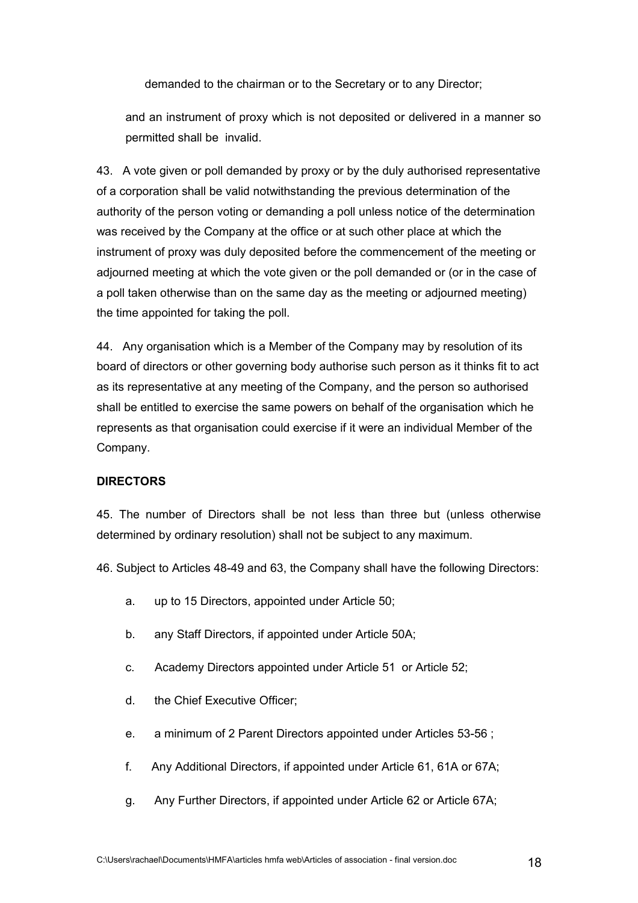demanded to the chairman or to the Secretary or to any Director;

and an instrument of proxy which is not deposited or delivered in a manner so permitted shall be invalid.

43. A vote given or poll demanded by proxy or by the duly authorised representative of a corporation shall be valid notwithstanding the previous determination of the authority of the person voting or demanding a poll unless notice of the determination was received by the Company at the office or at such other place at which the instrument of proxy was duly deposited before the commencement of the meeting or adjourned meeting at which the vote given or the poll demanded or (or in the case of a poll taken otherwise than on the same day as the meeting or adjourned meeting) the time appointed for taking the poll.

44. Any organisation which is a Member of the Company may by resolution of its board of directors or other governing body authorise such person as it thinks fit to act as its representative at any meeting of the Company, and the person so authorised shall be entitled to exercise the same powers on behalf of the organisation which he represents as that organisation could exercise if it were an individual Member of the Company.

**DIRECTORS**

45. The number of Directors shall be not less than three but (unless otherwise determined by ordinary resolution) shall not be subject to any maximum.

46. Subject to Articles 48-49 and 63, the Company shall have the following Directors:

a. up to 15 Directors, appointed under Article 50;

b. any Staff Directors, if appointed under Article 50A;

c. Academy Directors appointed under Article 51 or Article 52;

d. the Chief Executive Officer;

e. a minimum of 2 Parent Directors appointed under Articles 53-56 ;

f. Any Additional Directors, if appointed under Article 61, 61A or 67A;

g. Any Further Directors, if appointed under Article 62 or Article 67A;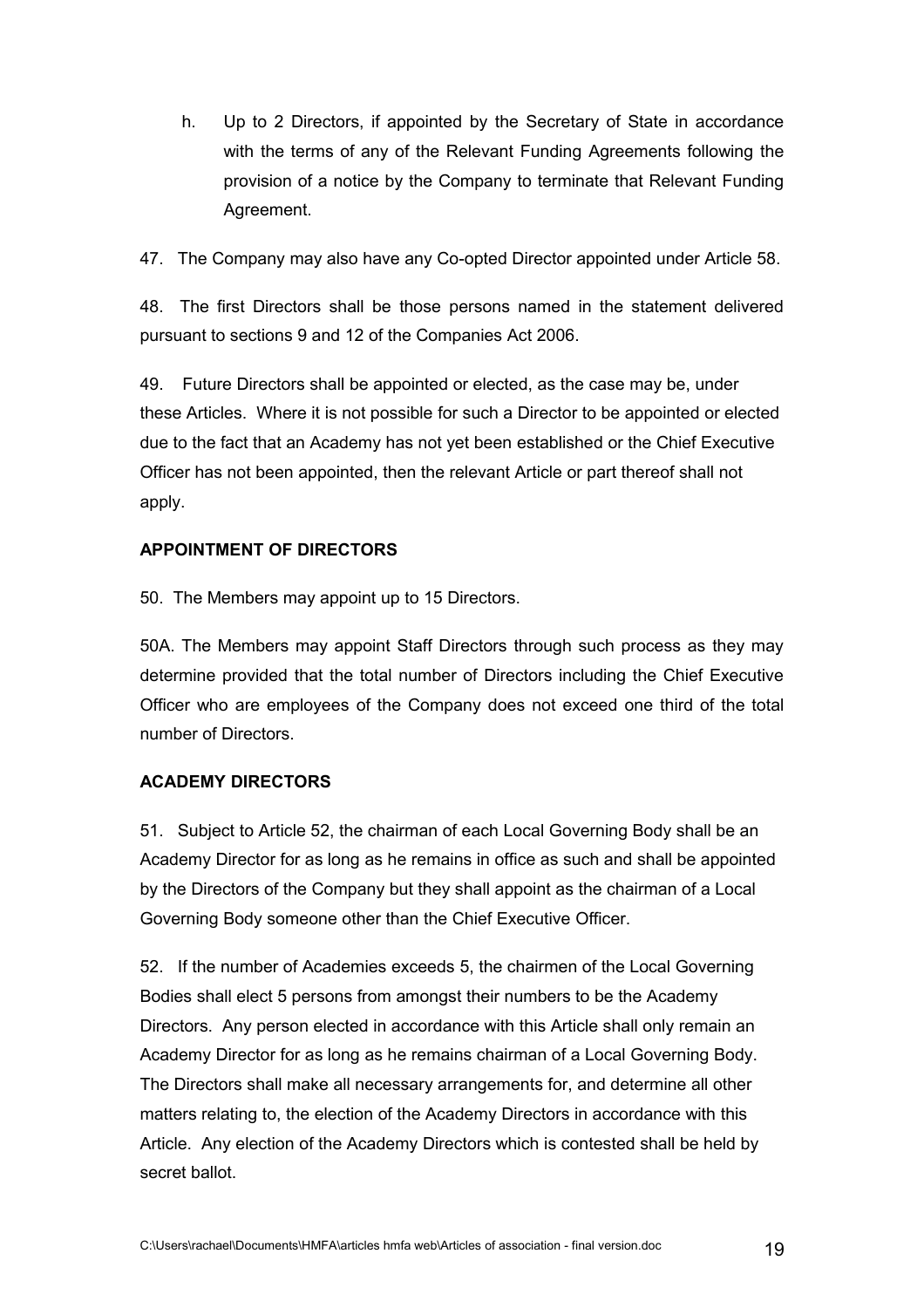h. Up to 2 Directors, if appointed by the Secretary of State in accordance with the terms of any of the Relevant Funding Agreements following the provision of a notice by the Company to terminate that Relevant Funding Agreement.

47. The Company may also have any Co-opted Director appointed under Article 58.

48. The first Directors shall be those persons named in the statement delivered pursuant to sections 9 and 12 of the Companies Act 2006.

49. Future Directors shall be appointed or elected, as the case may be, under these Articles. Where it is not possible for such a Director to be appointed or elected due to the fact that an Academy has not yet been established or the Chief Executive Officer has not been appointed, then the relevant Article or part thereof shall not apply.

**APPOINTMENT OF DIRECTORS**

50. The Members may appoint up to 15 Directors.

50A. The Members may appoint Staff Directors through such process as they may determine provided that the total number of Directors including the Chief Executive Officer who are employees of the Company does not exceed one third of the total number of Directors.

**ACADEMY DIRECTORS**

51. Subject to Article 52, the chairman of each Local Governing Body shall be an Academy Director for as long as he remains in office as such and shall be appointed by the Directors of the Company but they shall appoint as the chairman of a Local Governing Body someone other than the Chief Executive Officer.

52. If the number of Academies exceeds 5, the chairmen of the Local Governing Bodies shall elect 5 persons from amongst their numbers to be the Academy Directors. Any person elected in accordance with this Article shall only remain an Academy Director for as long as he remains chairman of a Local Governing Body. The Directors shall make all necessary arrangements for, and determine all other matters relating to, the election of the Academy Directors in accordance with this Article. Any election of the Academy Directors which is contested shall be held by secret ballot.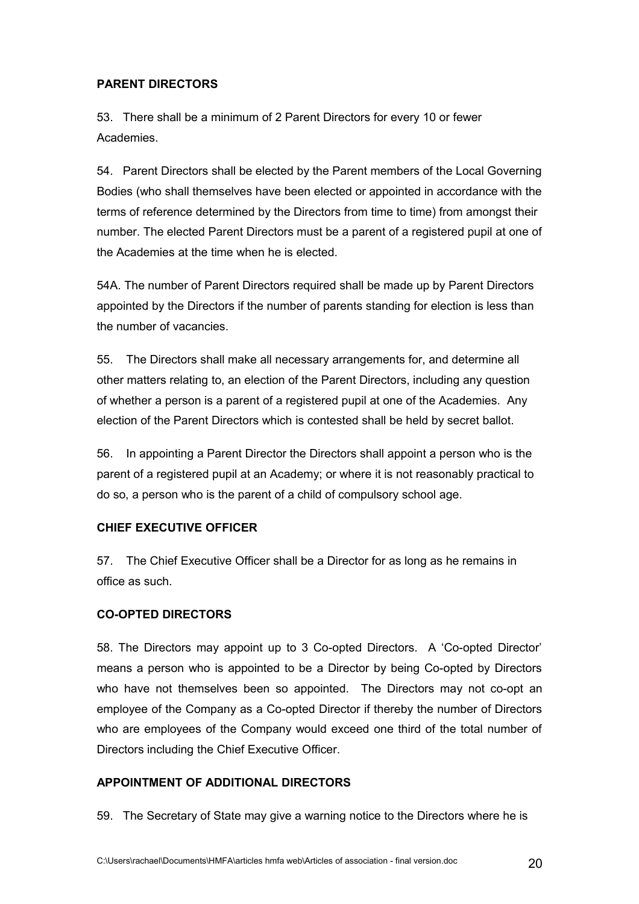**PARENT DIRECTORS**

53. There shall be a minimum of 2 Parent Directors for every 10 or fewer Academies.

54. Parent Directors shall be elected by the Parent members of the Local Governing Bodies (who shall themselves have been elected or appointed in accordance with the terms of reference determined by the Directors from time to time) from amongst their number. The elected Parent Directors must be a parent of a registered pupil at one of the Academies at the time when he is elected.

54A. The number of Parent Directors required shall be made up by Parent Directors appointed by the Directors if the number of parents standing for election is less than the number of vacancies.

55. The Directors shall make all necessary arrangements for, and determine all other matters relating to, an election of the Parent Directors, including any question of whether a person is a parent of a registered pupil at one of the Academies. Any election of the Parent Directors which is contested shall be held by secret ballot.

56. In appointing a Parent Director the Directors shall appoint a person who is the parent of a registered pupil at an Academy; or where it is not reasonably practical to do so, a person who is the parent of a child of compulsory school age.

**CHIEF EXECUTIVE OFFICER**

57. The Chief Executive Officer shall be a Director for as long as he remains in office as such.

**CO-OPTED DIRECTORS**

58. The Directors may appoint up to 3 Co-opted Directors. A 'Co-opted Director' means a person who is appointed to be a Director by being Co-opted by Directors who have not themselves been so appointed. The Directors may not co-opt an employee of the Company as a Co-opted Director if thereby the number of Directors who are employees of the Company would exceed one third of the total number of Directors including the Chief Executive Officer.

**APPOINTMENT OF ADDITIONAL DIRECTORS**

59. The Secretary of State may give a warning notice to the Directors where he is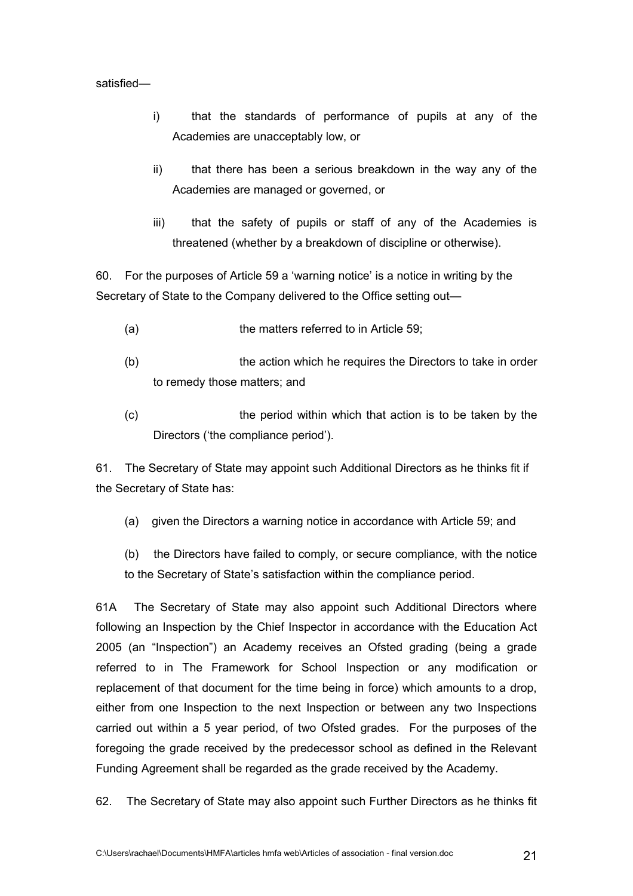satisfied—

i) that the standards of performance of pupils at any of the Academies are unacceptably low, or

ii) that there has been a serious breakdown in the way any of the Academies are managed or governed, or

iii) that the safety of pupils or staff of any of the Academies is threatened (whether by a breakdown of discipline or otherwise).

60. For the purposes of Article 59 a 'warning notice' is a notice in writing by the Secretary of State to the Company delivered to the Office setting out—

(a) the matters referred to in Article 59;

(b) the action which he requires the Directors to take in order to remedy those matters; and

(c) the period within which that action is to be taken by the Directors ('the compliance period').

61. The Secretary of State may appoint such Additional Directors as he thinks fit if the Secretary of State has:

(a) given the Directors a warning notice in accordance with Article 59; and

(b) the Directors have failed to comply, or secure compliance, with the notice to the Secretary of State's satisfaction within the compliance period.

61A The Secretary of State may also appoint such Additional Directors where following an Inspection by the Chief Inspector in accordance with the Education Act 2005 (an "Inspection") an Academy receives an Ofsted grading (being a grade referred to in The Framework for School Inspection or any modification or replacement of that document for the time being in force) which amounts to a drop, either from one Inspection to the next Inspection or between any two Inspections carried out within a 5 year period, of two Ofsted grades. For the purposes of the foregoing the grade received by the predecessor school as defined in the Relevant Funding Agreement shall be regarded as the grade received by the Academy.

62. The Secretary of State may also appoint such Further Directors as he thinks fit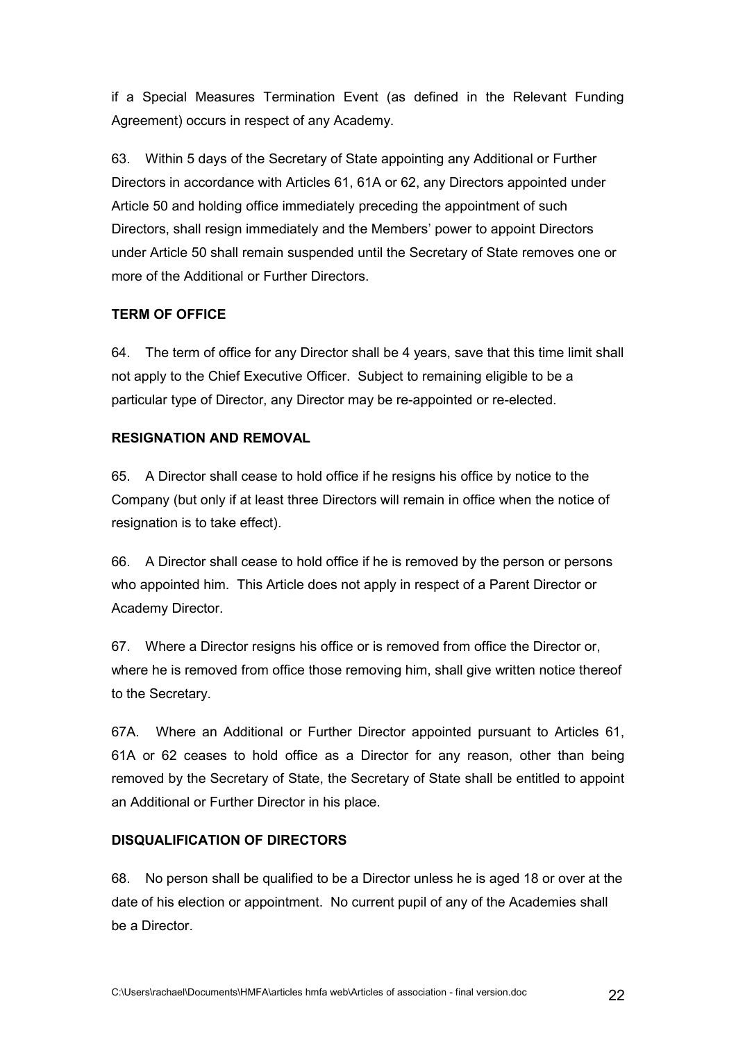if a Special Measures Termination Event (as defined in the Relevant Funding Agreement) occurs in respect of any Academy.

63. Within 5 days of the Secretary of State appointing any Additional or Further Directors in accordance with Articles 61, 61A or 62, any Directors appointed under Article 50 and holding office immediately preceding the appointment of such Directors, shall resign immediately and the Members' power to appoint Directors under Article 50 shall remain suspended until the Secretary of State removes one or more of the Additional or Further Directors.

**TERM OF OFFICE**

64. The term of office for any Director shall be 4 years, save that this time limit shall not apply to the Chief Executive Officer. Subject to remaining eligible to be a particular type of Director, any Director may be re-appointed or re-elected.

**RESIGNATION AND REMOVAL**

65. A Director shall cease to hold office if he resigns his office by notice to the Company (but only if at least three Directors will remain in office when the notice of resignation is to take effect).

66. A Director shall cease to hold office if he is removed by the person or persons who appointed him. This Article does not apply in respect of a Parent Director or Academy Director.

67. Where a Director resigns his office or is removed from office the Director or, where he is removed from office those removing him, shall give written notice thereof to the Secretary.

67A. Where an Additional or Further Director appointed pursuant to Articles 61, 61A or 62 ceases to hold office as a Director for any reason, other than being removed by the Secretary of State, the Secretary of State shall be entitled to appoint an Additional or Further Director in his place.

**DISQUALIFICATION OF DIRECTORS**

68. No person shall be qualified to be a Director unless he is aged 18 or over at the date of his election or appointment. No current pupil of any of the Academies shall be a Director.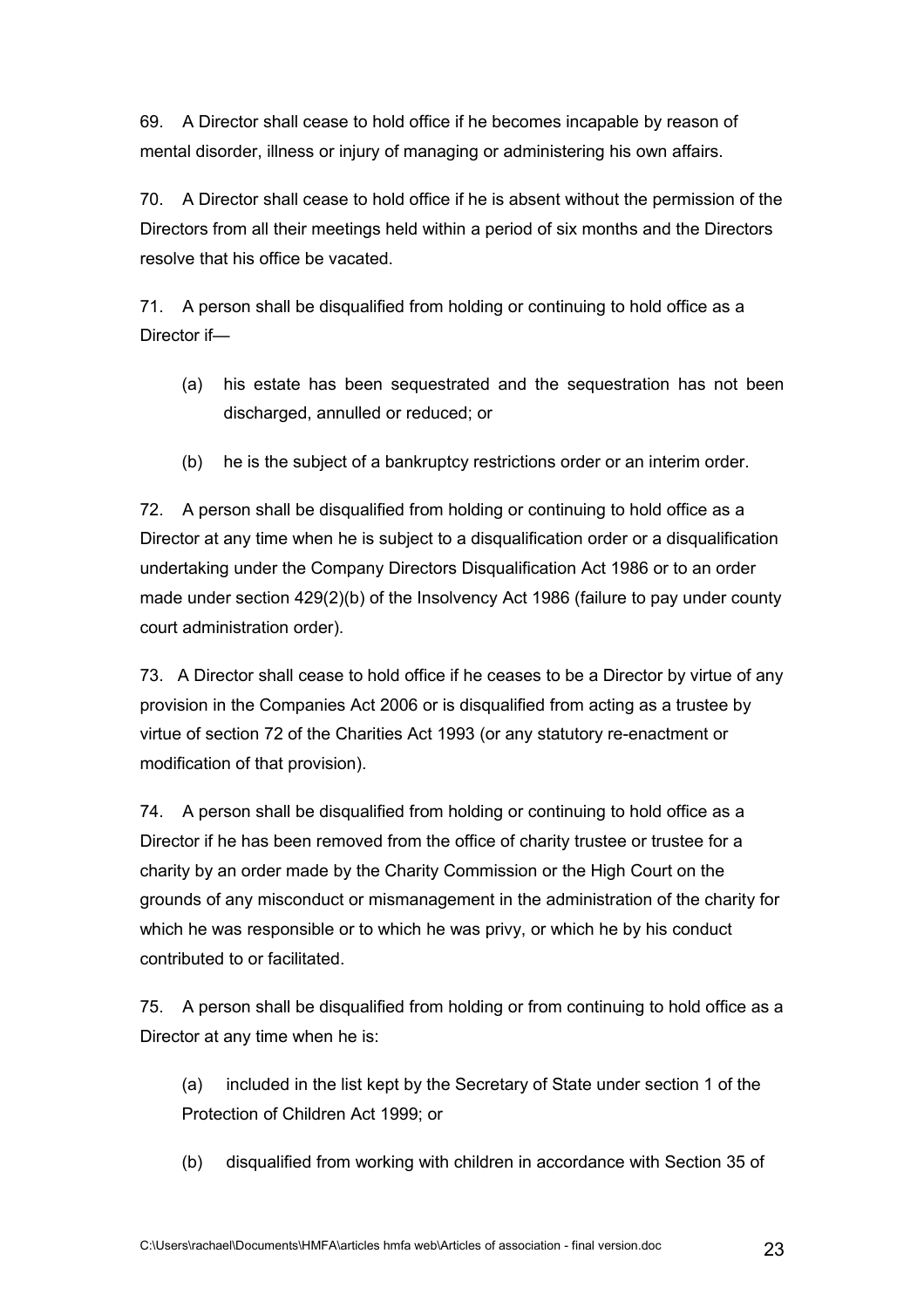69. A Director shall cease to hold office if he becomes incapable by reason of mental disorder, illness or injury of managing or administering his own affairs.

70. A Director shall cease to hold office if he is absent without the permission of the Directors from all their meetings held within a period of six months and the Directors resolve that his office be vacated.

71. A person shall be disqualified from holding or continuing to hold office as a Director if—

(a) his estate has been sequestrated and the sequestration has not been discharged, annulled or reduced; or

(b) he is the subject of a bankruptcy restrictions order or an interim order.

72. A person shall be disqualified from holding or continuing to hold office as a Director at any time when he is subject to a disqualification order or a disqualification undertaking under the Company Directors Disqualification Act 1986 or to an order made under section 429(2)(b) of the Insolvency Act 1986 (failure to pay under county court administration order).

73. A Director shall cease to hold office if he ceases to be a Director by virtue of any provision in the Companies Act 2006 or is disqualified from acting as a trustee by virtue of section 72 of the Charities Act 1993 (or any statutory re-enactment or modification of that provision).

74. A person shall be disqualified from holding or continuing to hold office as a Director if he has been removed from the office of charity trustee or trustee for a charity by an order made by the Charity Commission or the High Court on the grounds of any misconduct or mismanagement in the administration of the charity for which he was responsible or to which he was privy, or which he by his conduct contributed to or facilitated.

75. A person shall be disqualified from holding or from continuing to hold office as a Director at any time when he is:

(a) included in the list kept by the Secretary of State under section 1 of the Protection of Children Act 1999; or

(b) disqualified from working with children in accordance with Section 35 of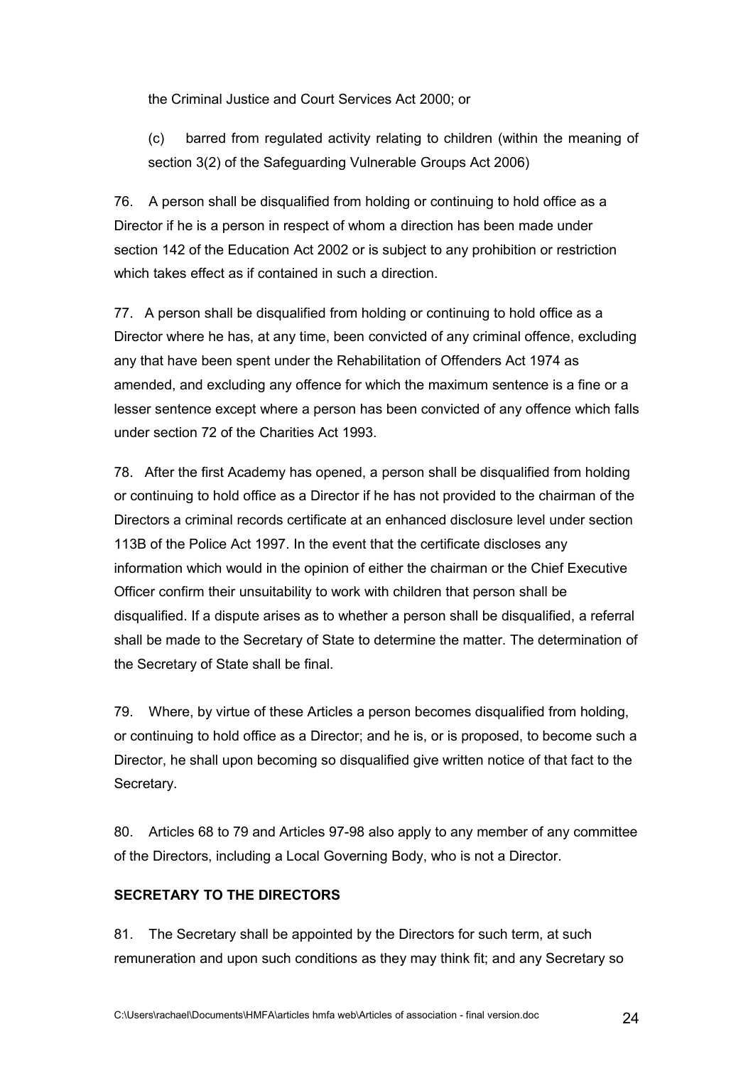the Criminal Justice and Court Services Act 2000; or

(c) barred from regulated activity relating to children (within the meaning of section 3(2) of the Safeguarding Vulnerable Groups Act 2006)

76. A person shall be disqualified from holding or continuing to hold office as a Director if he is a person in respect of whom a direction has been made under section 142 of the Education Act 2002 or is subject to any prohibition or restriction which takes effect as if contained in such a direction.

77. A person shall be disqualified from holding or continuing to hold office as a Director where he has, at any time, been convicted of any criminal offence, excluding any that have been spent under the Rehabilitation of Offenders Act 1974 as amended, and excluding any offence for which the maximum sentence is a fine or a lesser sentence except where a person has been convicted of any offence which falls under section 72 of the Charities Act 1993.

78. After the first Academy has opened, a person shall be disqualified from holding or continuing to hold office as a Director if he has not provided to the chairman of the Directors a criminal records certificate at an enhanced disclosure level under section 113B of the Police Act 1997. In the event that the certificate discloses any information which would in the opinion of either the chairman or the Chief Executive Officer confirm their unsuitability to work with children that person shall be disqualified. If a dispute arises as to whether a person shall be disqualified, a referral shall be made to the Secretary of State to determine the matter. The determination of the Secretary of State shall be final.

79. Where, by virtue of these Articles a person becomes disqualified from holding, or continuing to hold office as a Director; and he is, or is proposed, to become such a Director, he shall upon becoming so disqualified give written notice of that fact to the Secretary.

80. Articles 68 to 79 and Articles 97-98 also apply to any member of any committee of the Directors, including a Local Governing Body, who is not a Director.

**SECRETARY TO THE DIRECTORS**

81. The Secretary shall be appointed by the Directors for such term, at such remuneration and upon such conditions as they may think fit; and any Secretary so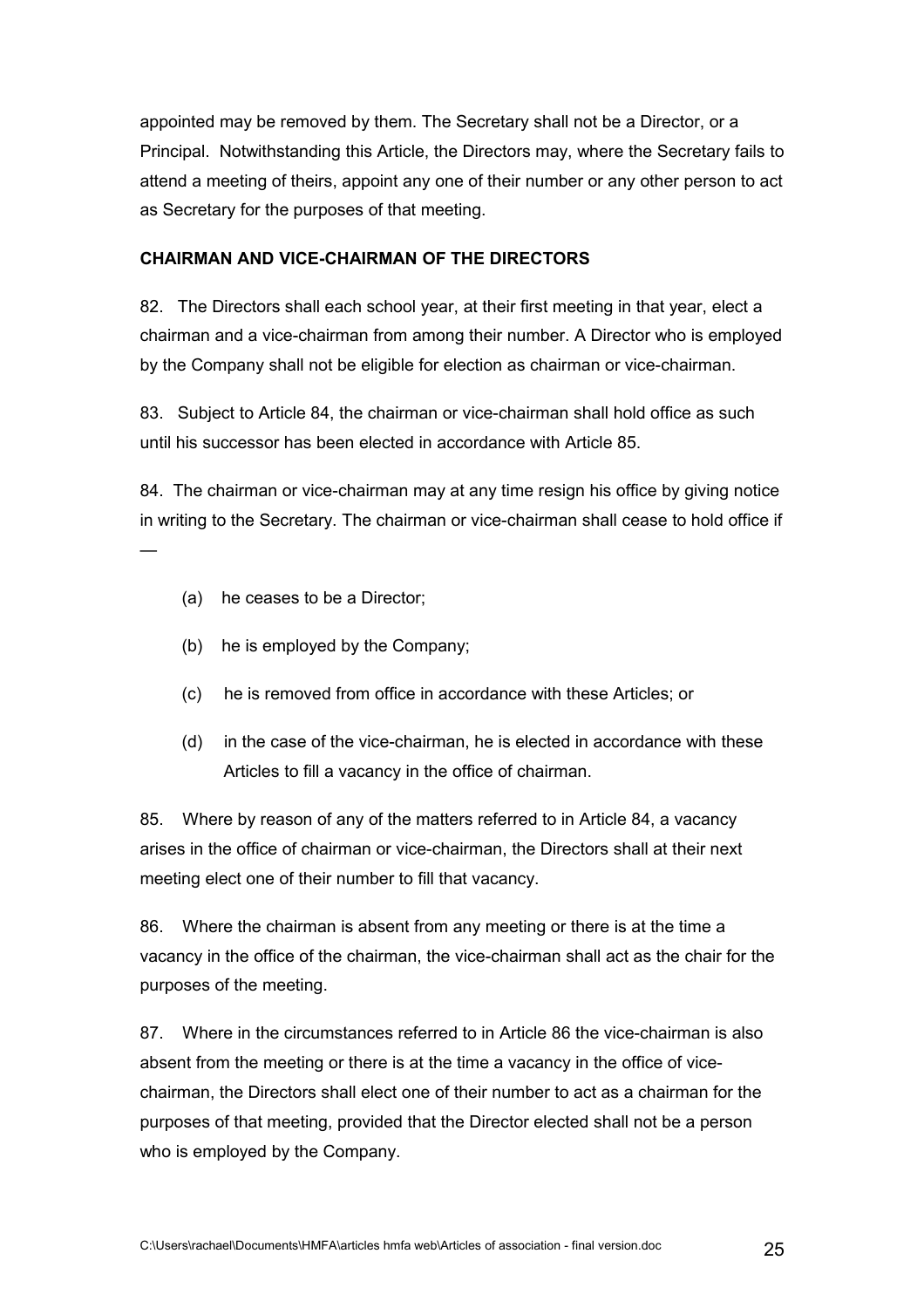appointed may be removed by them. The Secretary shall not be a Director, or a Principal. Notwithstanding this Article, the Directors may, where the Secretary fails to attend a meeting of theirs, appoint any one of their number or any other person to act as Secretary for the purposes of that meeting.

**CHAIRMAN AND VICE-CHAIRMAN OF THE DIRECTORS**

82. The Directors shall each school year, at their first meeting in that year, elect a chairman and a vice-chairman from among their number. A Director who is employed by the Company shall not be eligible for election as chairman or vice-chairman.

83. Subject to Article 84, the chairman or vice-chairman shall hold office as such until his successor has been elected in accordance with Article 85.

84. The chairman or vice-chairman may at any time resign his office by giving notice in writing to the Secretary. The chairman or vice-chairman shall cease to hold office if —

(a) he ceases to be a Director;

(b) he is employed by the Company;

(c) he is removed from office in accordance with these Articles; or

(d) in the case of the vice-chairman, he is elected in accordance with these Articles to fill a vacancy in the office of chairman.

85. Where by reason of any of the matters referred to in Article 84, a vacancy arises in the office of chairman or vice-chairman, the Directors shall at their next meeting elect one of their number to fill that vacancy.

86. Where the chairman is absent from any meeting or there is at the time a vacancy in the office of the chairman, the vice-chairman shall act as the chair for the purposes of the meeting.

87. Where in the circumstances referred to in Article 86 the vice-chairman is also absent from the meeting or there is at the time a vacancy in the office of vice-chairman, the Directors shall elect one of their number to act as a chairman for the purposes of that meeting, provided that the Director elected shall not be a person who is employed by the Company.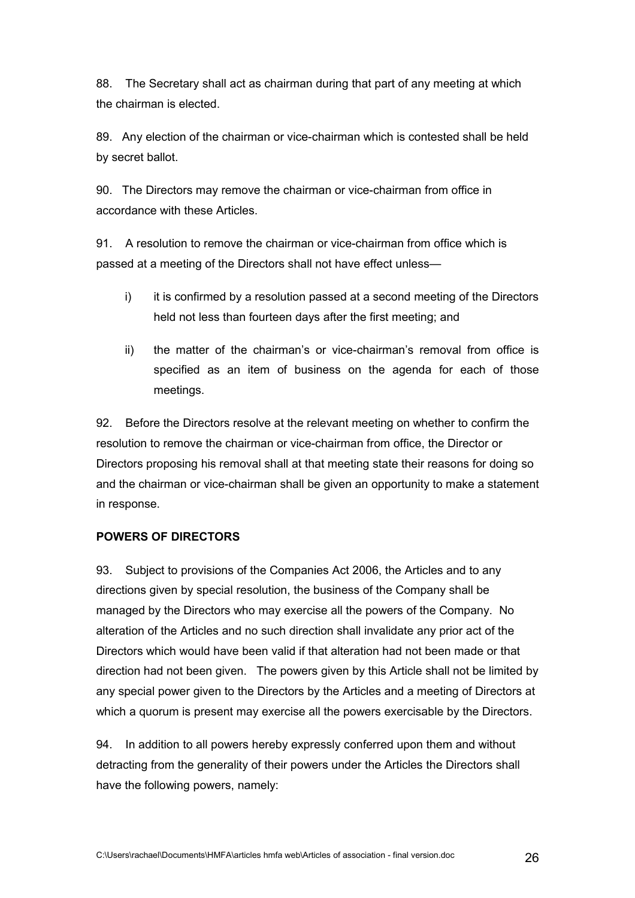88. The Secretary shall act as chairman during that part of any meeting at which the chairman is elected.

89. Any election of the chairman or vice-chairman which is contested shall be held by secret ballot.

90. The Directors may remove the chairman or vice-chairman from office in accordance with these Articles.

91. A resolution to remove the chairman or vice-chairman from office which is passed at a meeting of the Directors shall not have effect unless—

i) it is confirmed by a resolution passed at a second meeting of the Directors held not less than fourteen days after the first meeting; and

ii) the matter of the chairman's or vice-chairman's removal from office is specified as an item of business on the agenda for each of those meetings.

92. Before the Directors resolve at the relevant meeting on whether to confirm the resolution to remove the chairman or vice-chairman from office, the Director or Directors proposing his removal shall at that meeting state their reasons for doing so and the chairman or vice-chairman shall be given an opportunity to make a statement in response.

**POWERS OF DIRECTORS**

93. Subject to provisions of the Companies Act 2006, the Articles and to any directions given by special resolution, the business of the Company shall be managed by the Directors who may exercise all the powers of the Company. No alteration of the Articles and no such direction shall invalidate any prior act of the Directors which would have been valid if that alteration had not been made or that direction had not been given. The powers given by this Article shall not be limited by any special power given to the Directors by the Articles and a meeting of Directors at which a quorum is present may exercise all the powers exercisable by the Directors.

94. In addition to all powers hereby expressly conferred upon them and without detracting from the generality of their powers under the Articles the Directors shall have the following powers, namely: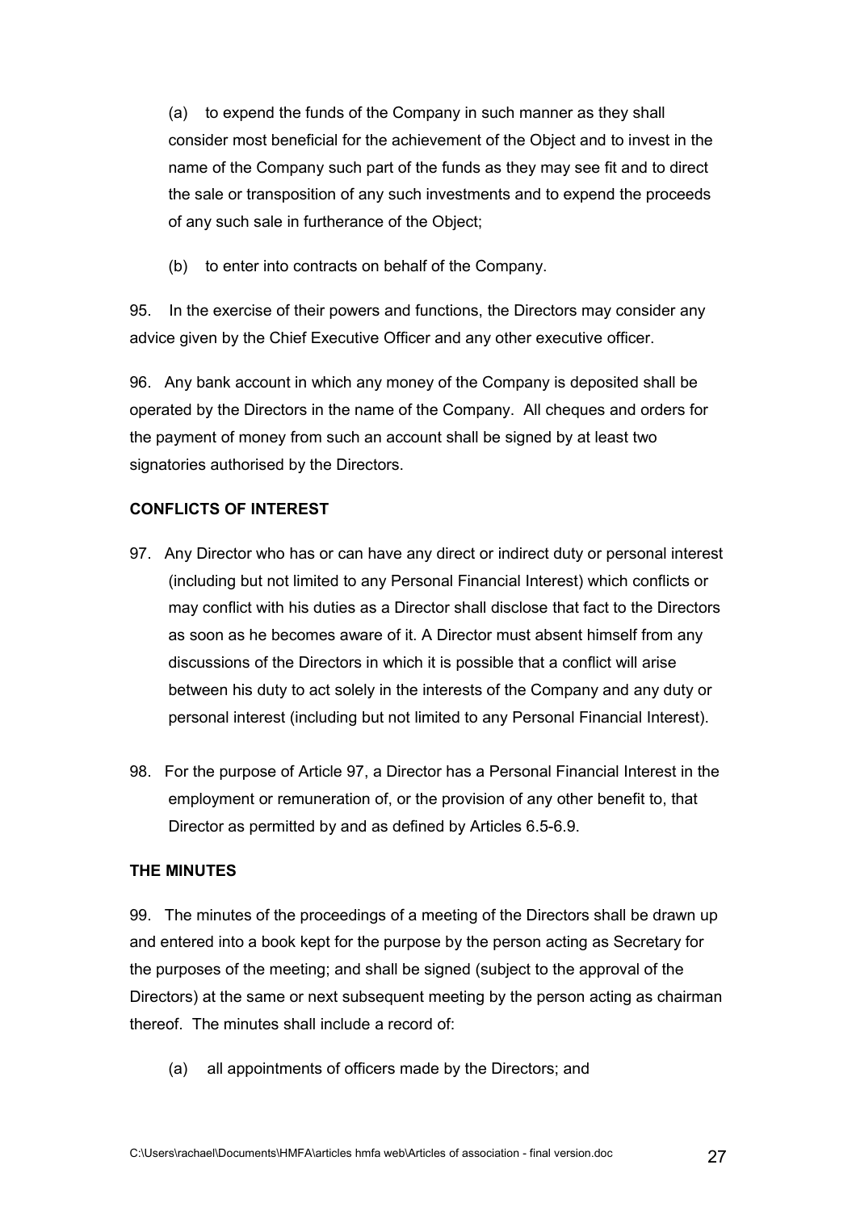(a) to expend the funds of the Company in such manner as they shall consider most beneficial for the achievement of the Object and to invest in the name of the Company such part of the funds as they may see fit and to direct the sale or transposition of any such investments and to expend the proceeds of any such sale in furtherance of the Object;

(b) to enter into contracts on behalf of the Company.

95. In the exercise of their powers and functions, the Directors may consider any advice given by the Chief Executive Officer and any other executive officer.

96. Any bank account in which any money of the Company is deposited shall be operated by the Directors in the name of the Company. All cheques and orders for the payment of money from such an account shall be signed by at least two signatories authorised by the Directors.

**CONFLICTS OF INTEREST**

97. Any Director who has or can have any direct or indirect duty or personal interest (including but not limited to any Personal Financial Interest) which conflicts or may conflict with his duties as a Director shall disclose that fact to the Directors as soon as he becomes aware of it. A Director must absent himself from any discussions of the Directors in which it is possible that a conflict will arise between his duty to act solely in the interests of the Company and any duty or personal interest (including but not limited to any Personal Financial Interest).

98. For the purpose of Article 97, a Director has a Personal Financial Interest in the employment or remuneration of, or the provision of any other benefit to, that Director as permitted by and as defined by Articles 6.5-6.9.

**THE MINUTES**

99. The minutes of the proceedings of a meeting of the Directors shall be drawn up and entered into a book kept for the purpose by the person acting as Secretary for the purposes of the meeting; and shall be signed (subject to the approval of the Directors) at the same or next subsequent meeting by the person acting as chairman thereof. The minutes shall include a record of:

(a) all appointments of officers made by the Directors; and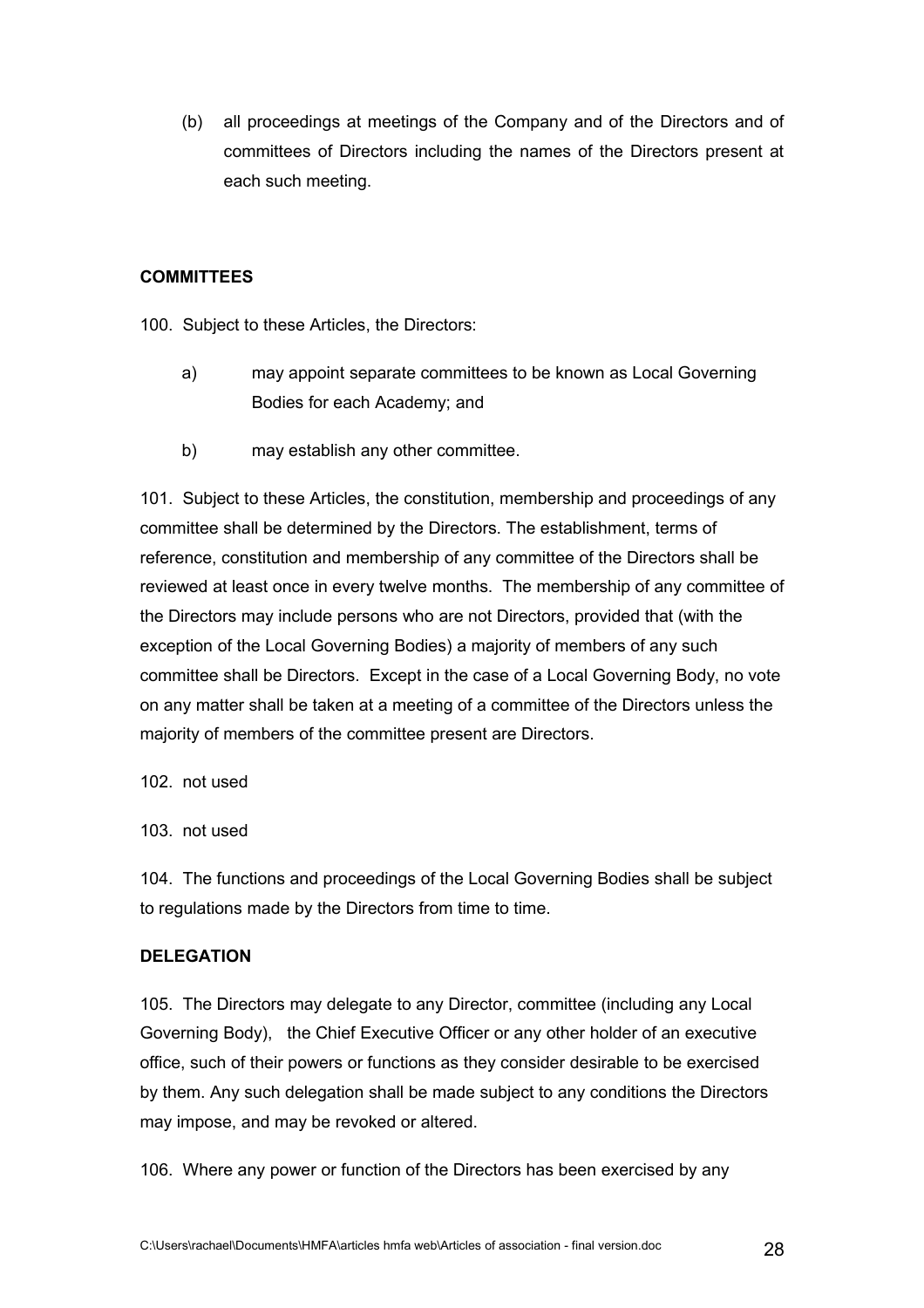(b) all proceedings at meetings of the Company and of the Directors and of committees of Directors including the names of the Directors present at each such meeting.

**COMMITTEES**

100. Subject to these Articles, the Directors:

a) may appoint separate committees to be known as Local Governing Bodies for each Academy; and

b) may establish any other committee.

101. Subject to these Articles, the constitution, membership and proceedings of any committee shall be determined by the Directors. The establishment, terms of reference, constitution and membership of any committee of the Directors shall be reviewed at least once in every twelve months. The membership of any committee of the Directors may include persons who are not Directors, provided that (with the exception of the Local Governing Bodies) a majority of members of any such committee shall be Directors. Except in the case of a Local Governing Body, no vote on any matter shall be taken at a meeting of a committee of the Directors unless the majority of members of the committee present are Directors.

102. not used

103. not used

104. The functions and proceedings of the Local Governing Bodies shall be subject to regulations made by the Directors from time to time.

**DELEGATION**

105. The Directors may delegate to any Director, committee (including any Local Governing Body), the Chief Executive Officer or any other holder of an executive office, such of their powers or functions as they consider desirable to be exercised by them. Any such delegation shall be made subject to any conditions the Directors may impose, and may be revoked or altered.

106. Where any power or function of the Directors has been exercised by any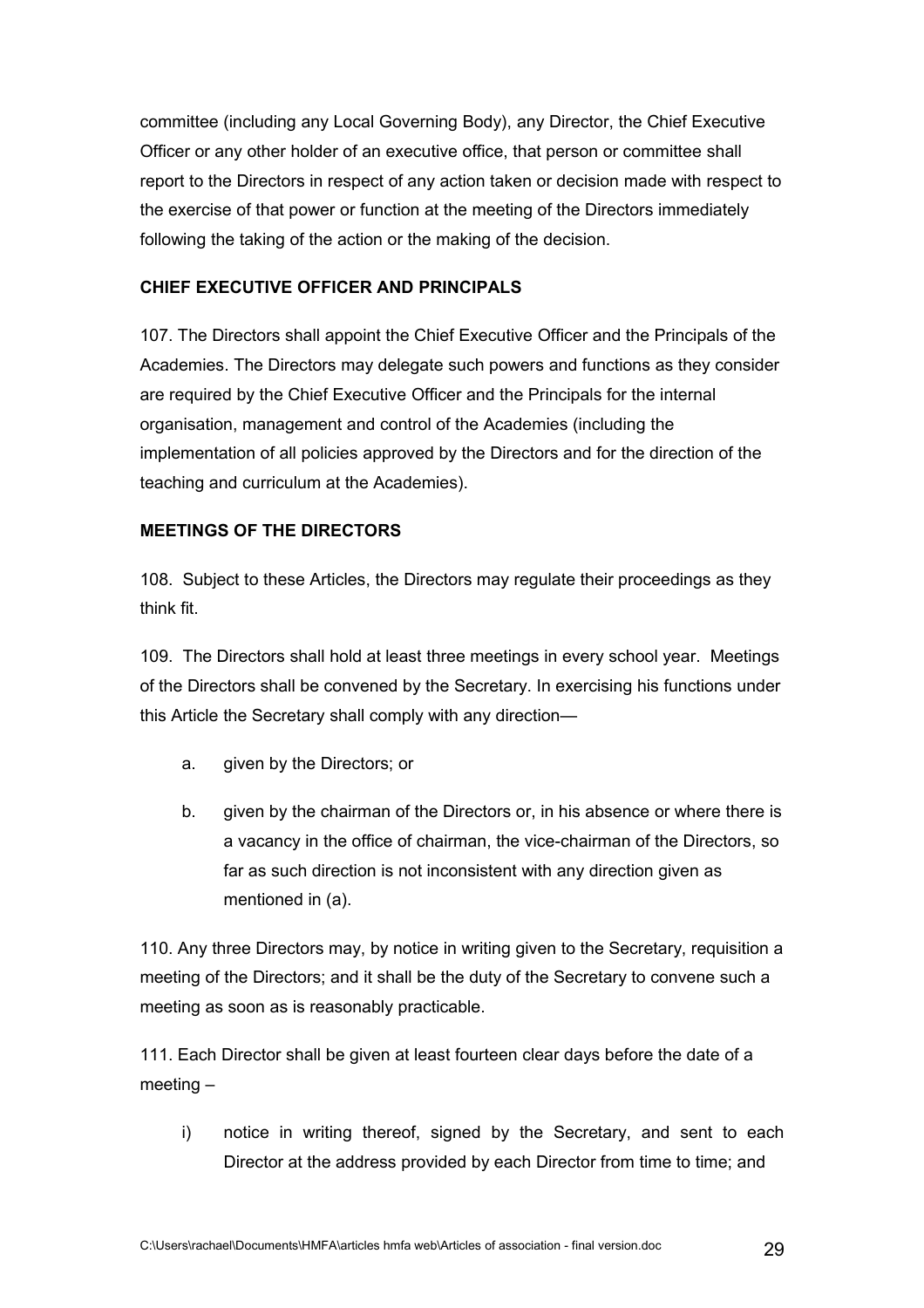committee (including any Local Governing Body), any Director, the Chief Executive Officer or any other holder of an executive office, that person or committee shall report to the Directors in respect of any action taken or decision made with respect to the exercise of that power or function at the meeting of the Directors immediately following the taking of the action or the making of the decision.

**CHIEF EXECUTIVE OFFICER AND PRINCIPALS**

107. The Directors shall appoint the Chief Executive Officer and the Principals of the Academies. The Directors may delegate such powers and functions as they consider are required by the Chief Executive Officer and the Principals for the internal organisation, management and control of the Academies (including the implementation of all policies approved by the Directors and for the direction of the teaching and curriculum at the Academies).

**MEETINGS OF THE DIRECTORS**

108. Subject to these Articles, the Directors may regulate their proceedings as they think fit.

109. The Directors shall hold at least three meetings in every school year. Meetings of the Directors shall be convened by the Secretary. In exercising his functions under this Article the Secretary shall comply with any direction—

a. given by the Directors; or

b. given by the chairman of the Directors or, in his absence or where there is a vacancy in the office of chairman, the vice-chairman of the Directors, so far as such direction is not inconsistent with any direction given as mentioned in (a).

110. Any three Directors may, by notice in writing given to the Secretary, requisition a meeting of the Directors; and it shall be the duty of the Secretary to convene such a meeting as soon as is reasonably practicable.

111. Each Director shall be given at least fourteen clear days before the date of a meeting –

i) notice in writing thereof, signed by the Secretary, and sent to each Director at the address provided by each Director from time to time; and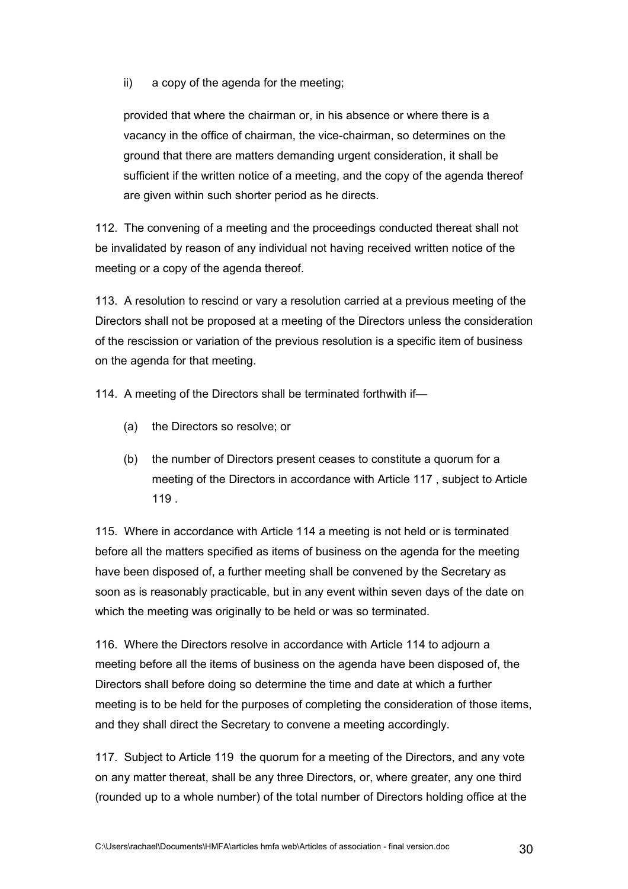ii) a copy of the agenda for the meeting;

provided that where the chairman or, in his absence or where there is a vacancy in the office of chairman, the vice-chairman, so determines on the ground that there are matters demanding urgent consideration, it shall be sufficient if the written notice of a meeting, and the copy of the agenda thereof are given within such shorter period as he directs.

112. The convening of a meeting and the proceedings conducted thereat shall not be invalidated by reason of any individual not having received written notice of the meeting or a copy of the agenda thereof.

113. A resolution to rescind or vary a resolution carried at a previous meeting of the Directors shall not be proposed at a meeting of the Directors unless the consideration of the rescission or variation of the previous resolution is a specific item of business on the agenda for that meeting.

114. A meeting of the Directors shall be terminated forthwith if—

(a) the Directors so resolve; or

(b) the number of Directors present ceases to constitute a quorum for a meeting of the Directors in accordance with Article 117 , subject to Article 119 .

115. Where in accordance with Article 114 a meeting is not held or is terminated before all the matters specified as items of business on the agenda for the meeting have been disposed of, a further meeting shall be convened by the Secretary as soon as is reasonably practicable, but in any event within seven days of the date on which the meeting was originally to be held or was so terminated.

116. Where the Directors resolve in accordance with Article 114 to adjourn a meeting before all the items of business on the agenda have been disposed of, the Directors shall before doing so determine the time and date at which a further meeting is to be held for the purposes of completing the consideration of those items, and they shall direct the Secretary to convene a meeting accordingly.

117. Subject to Article 119 the quorum for a meeting of the Directors, and any vote on any matter thereat, shall be any three Directors, or, where greater, any one third (rounded up to a whole number) of the total number of Directors holding office at the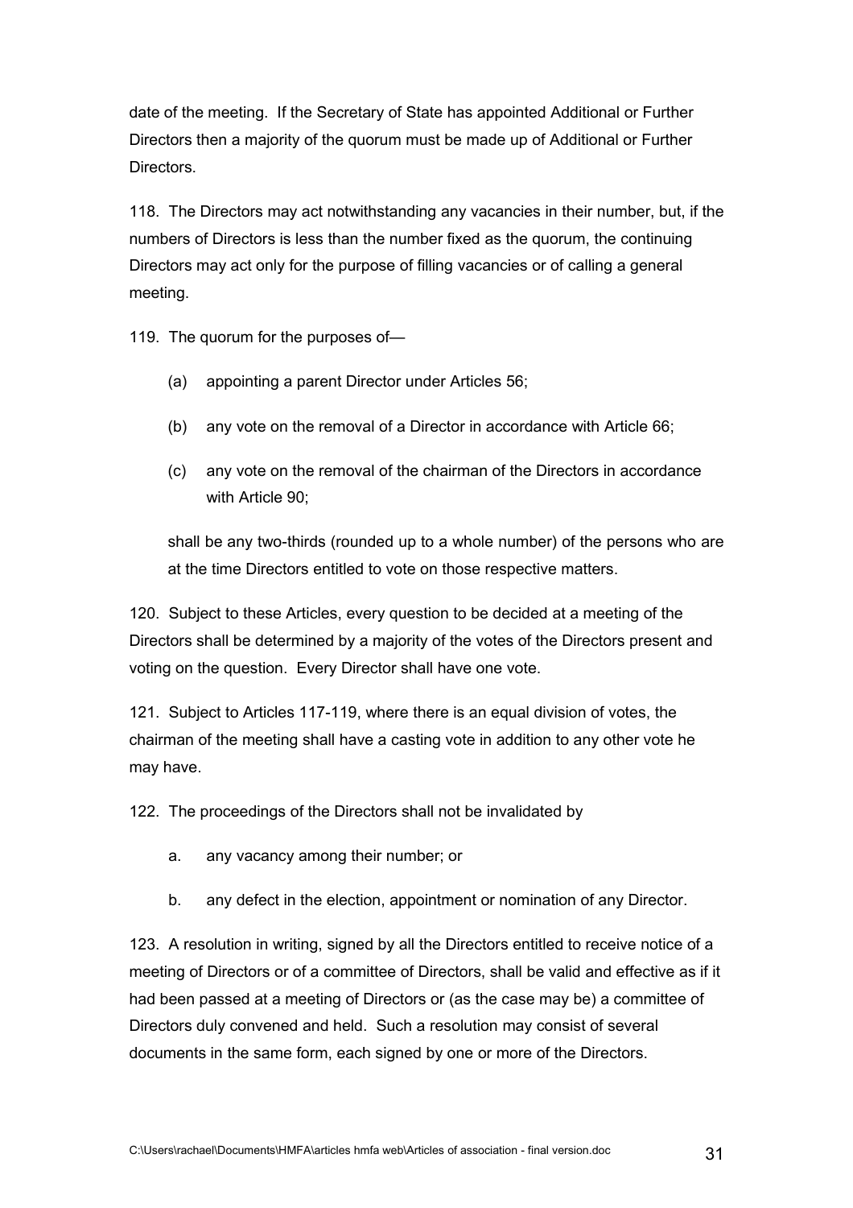date of the meeting. If the Secretary of State has appointed Additional or Further Directors then a majority of the quorum must be made up of Additional or Further Directors.

118. The Directors may act notwithstanding any vacancies in their number, but, if the numbers of Directors is less than the number fixed as the quorum, the continuing Directors may act only for the purpose of filling vacancies or of calling a general meeting.

119. The quorum for the purposes of—

(a) appointing a parent Director under Articles 56;

(b) any vote on the removal of a Director in accordance with Article 66;

(c) any vote on the removal of the chairman of the Directors in accordance with Article 90;

shall be any two-thirds (rounded up to a whole number) of the persons who are at the time Directors entitled to vote on those respective matters.

120. Subject to these Articles, every question to be decided at a meeting of the Directors shall be determined by a majority of the votes of the Directors present and voting on the question. Every Director shall have one vote.

121. Subject to Articles 117-119, where there is an equal division of votes, the chairman of the meeting shall have a casting vote in addition to any other vote he may have.

122. The proceedings of the Directors shall not be invalidated by

a. any vacancy among their number; or

b. any defect in the election, appointment or nomination of any Director.

123. A resolution in writing, signed by all the Directors entitled to receive notice of a meeting of Directors or of a committee of Directors, shall be valid and effective as if it had been passed at a meeting of Directors or (as the case may be) a committee of Directors duly convened and held. Such a resolution may consist of several documents in the same form, each signed by one or more of the Directors.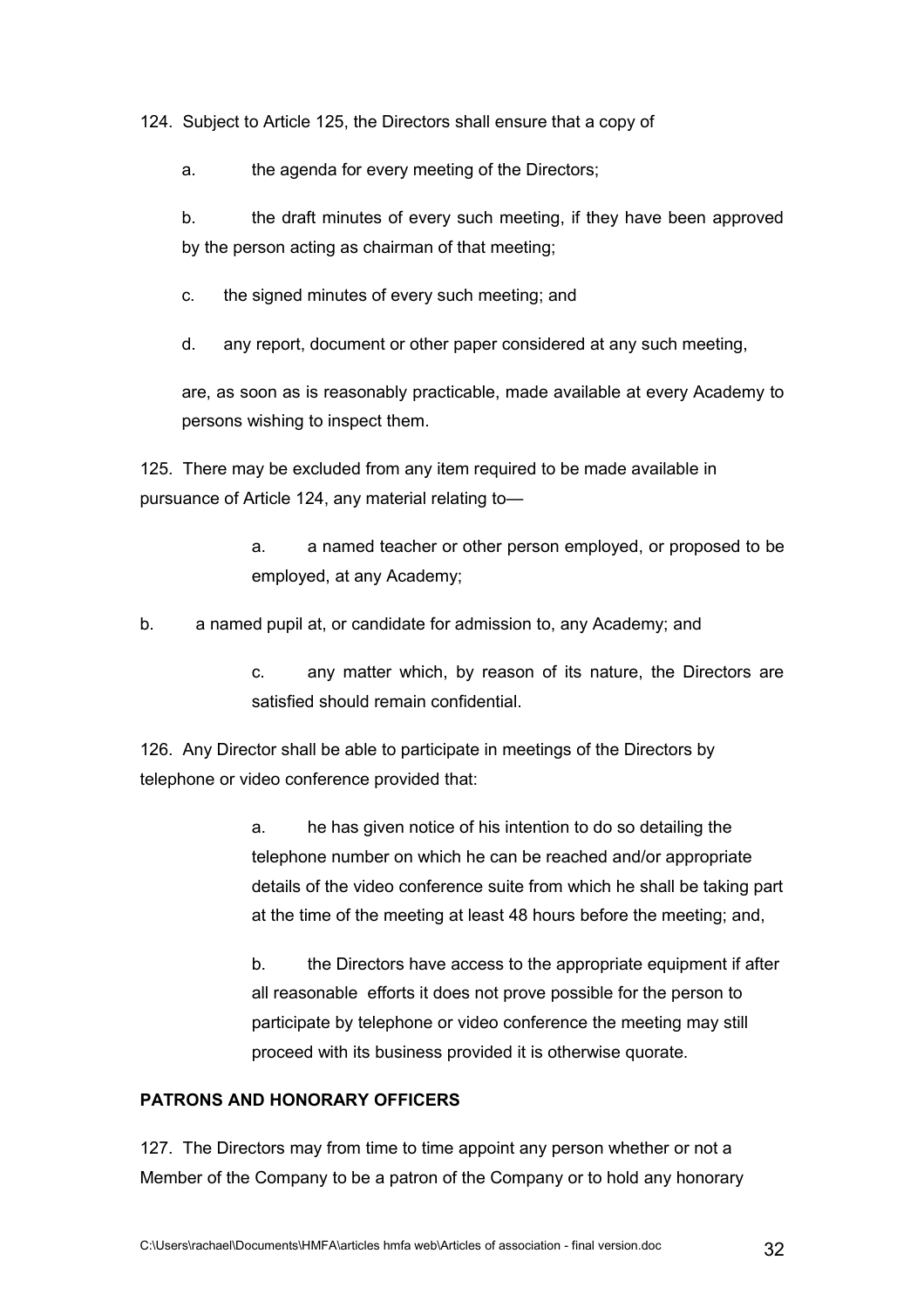124. Subject to Article 125, the Directors shall ensure that a copy of

a. the agenda for every meeting of the Directors;

b. the draft minutes of every such meeting, if they have been approved by the person acting as chairman of that meeting;

c. the signed minutes of every such meeting; and

d. any report, document or other paper considered at any such meeting,

are, as soon as is reasonably practicable, made available at every Academy to persons wishing to inspect them.

125. There may be excluded from any item required to be made available in pursuance of Article 124, any material relating to—

a. a named teacher or other person employed, or proposed to be employed, at any Academy;

b. a named pupil at, or candidate for admission to, any Academy; and

c. any matter which, by reason of its nature, the Directors are satisfied should remain confidential.

126. Any Director shall be able to participate in meetings of the Directors by telephone or video conference provided that:

a. he has given notice of his intention to do so detailing the telephone number on which he can be reached and/or appropriate details of the video conference suite from which he shall be taking part at the time of the meeting at least 48 hours before the meeting; and,

b. the Directors have access to the appropriate equipment if after all reasonable efforts it does not prove possible for the person to participate by telephone or video conference the meeting may still proceed with its business provided it is otherwise quorate.

**PATRONS AND HONORARY OFFICERS**

127. The Directors may from time to time appoint any person whether or not a Member of the Company to be a patron of the Company or to hold any honorary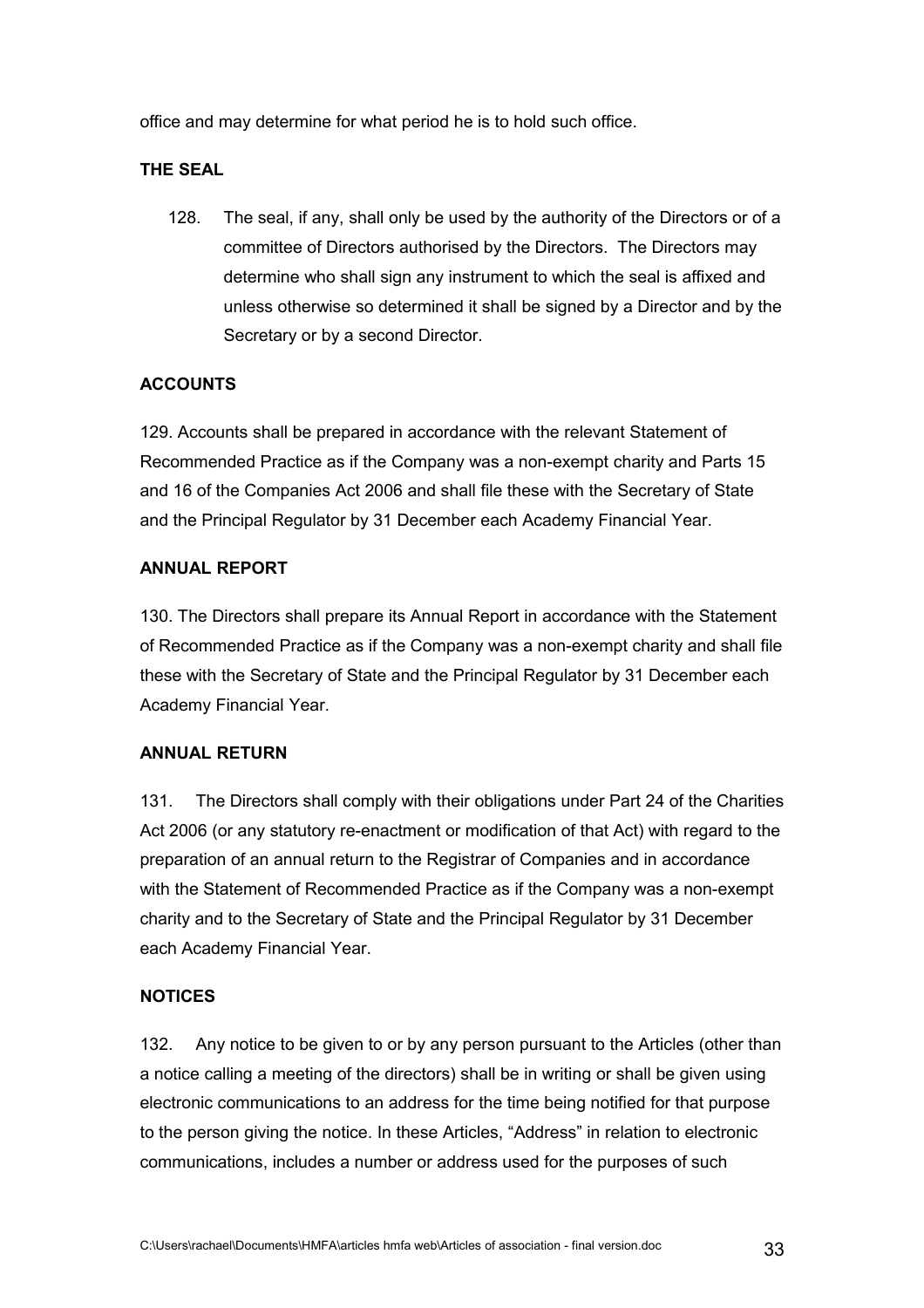office and may determine for what period he is to hold such office.

**THE SEAL**

128. The seal, if any, shall only be used by the authority of the Directors or of a committee of Directors authorised by the Directors. The Directors may determine who shall sign any instrument to which the seal is affixed and unless otherwise so determined it shall be signed by a Director and by the Secretary or by a second Director.

**ACCOUNTS**

129. Accounts shall be prepared in accordance with the relevant Statement of Recommended Practice as if the Company was a non-exempt charity and Parts 15 and 16 of the Companies Act 2006 and shall file these with the Secretary of State and the Principal Regulator by 31 December each Academy Financial Year.

**ANNUAL REPORT**

130. The Directors shall prepare its Annual Report in accordance with the Statement of Recommended Practice as if the Company was a non-exempt charity and shall file these with the Secretary of State and the Principal Regulator by 31 December each Academy Financial Year.

**ANNUAL RETURN**

131. The Directors shall comply with their obligations under Part 24 of the Charities Act 2006 (or any statutory re-enactment or modification of that Act) with regard to the preparation of an annual return to the Registrar of Companies and in accordance with the Statement of Recommended Practice as if the Company was a non-exempt charity and to the Secretary of State and the Principal Regulator by 31 December each Academy Financial Year.

**NOTICES**

132. Any notice to be given to or by any person pursuant to the Articles (other than a notice calling a meeting of the directors) shall be in writing or shall be given using electronic communications to an address for the time being notified for that purpose to the person giving the notice. In these Articles, "Address" in relation to electronic communications, includes a number or address used for the purposes of such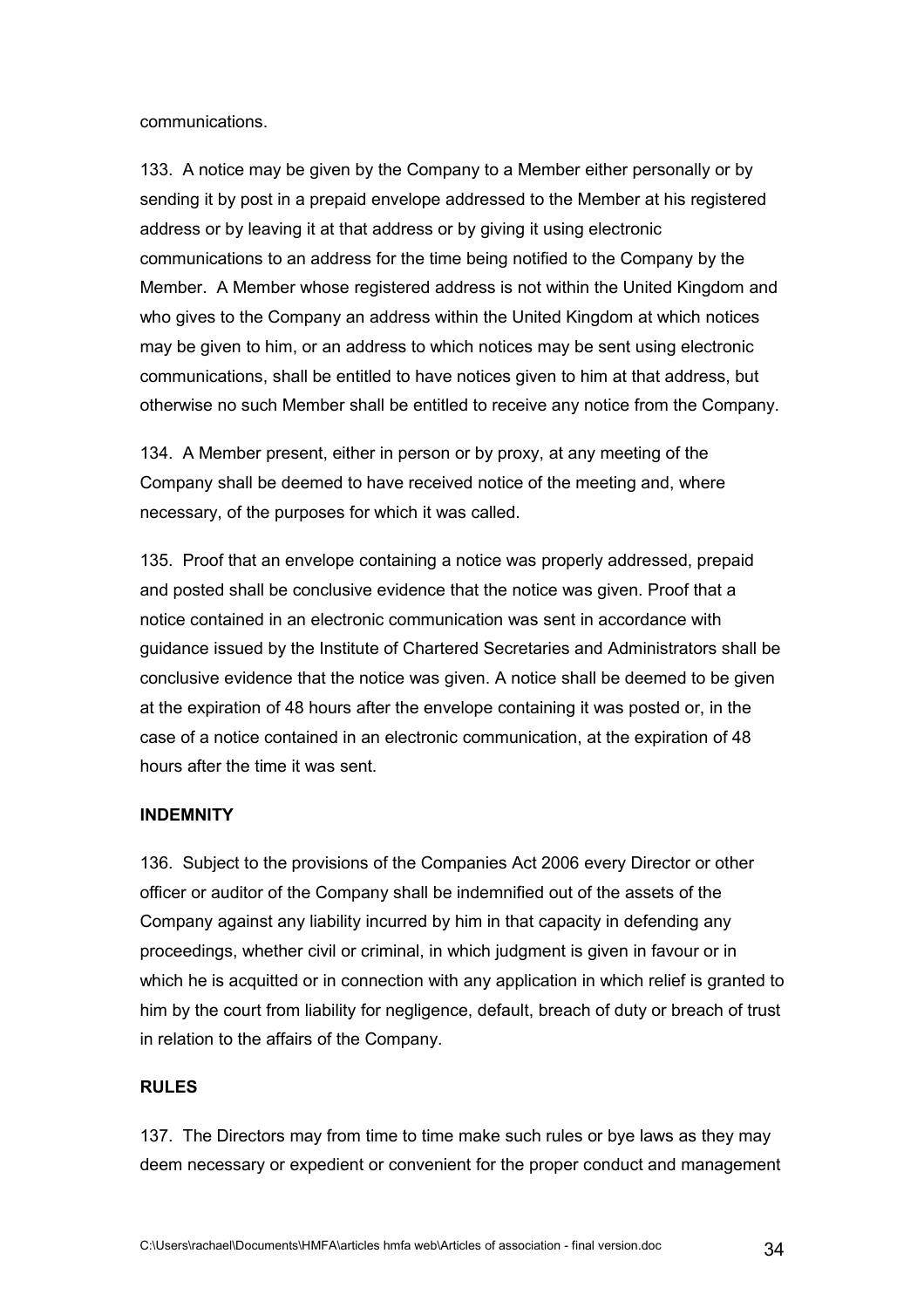communications.

133. A notice may be given by the Company to a Member either personally or by sending it by post in a prepaid envelope addressed to the Member at his registered address or by leaving it at that address or by giving it using electronic communications to an address for the time being notified to the Company by the Member. A Member whose registered address is not within the United Kingdom and who gives to the Company an address within the United Kingdom at which notices may be given to him, or an address to which notices may be sent using electronic communications, shall be entitled to have notices given to him at that address, but otherwise no such Member shall be entitled to receive any notice from the Company.

134. A Member present, either in person or by proxy, at any meeting of the Company shall be deemed to have received notice of the meeting and, where necessary, of the purposes for which it was called.

135. Proof that an envelope containing a notice was properly addressed, prepaid and posted shall be conclusive evidence that the notice was given. Proof that a notice contained in an electronic communication was sent in accordance with guidance issued by the Institute of Chartered Secretaries and Administrators shall be conclusive evidence that the notice was given. A notice shall be deemed to be given at the expiration of 48 hours after the envelope containing it was posted or, in the case of a notice contained in an electronic communication, at the expiration of 48 hours after the time it was sent.

**INDEMNITY**

136. Subject to the provisions of the Companies Act 2006 every Director or other officer or auditor of the Company shall be indemnified out of the assets of the Company against any liability incurred by him in that capacity in defending any proceedings, whether civil or criminal, in which judgment is given in favour or in which he is acquitted or in connection with any application in which relief is granted to him by the court from liability for negligence, default, breach of duty or breach of trust in relation to the affairs of the Company.

**RULES**

137. The Directors may from time to time make such rules or bye laws as they may deem necessary or expedient or convenient for the proper conduct and management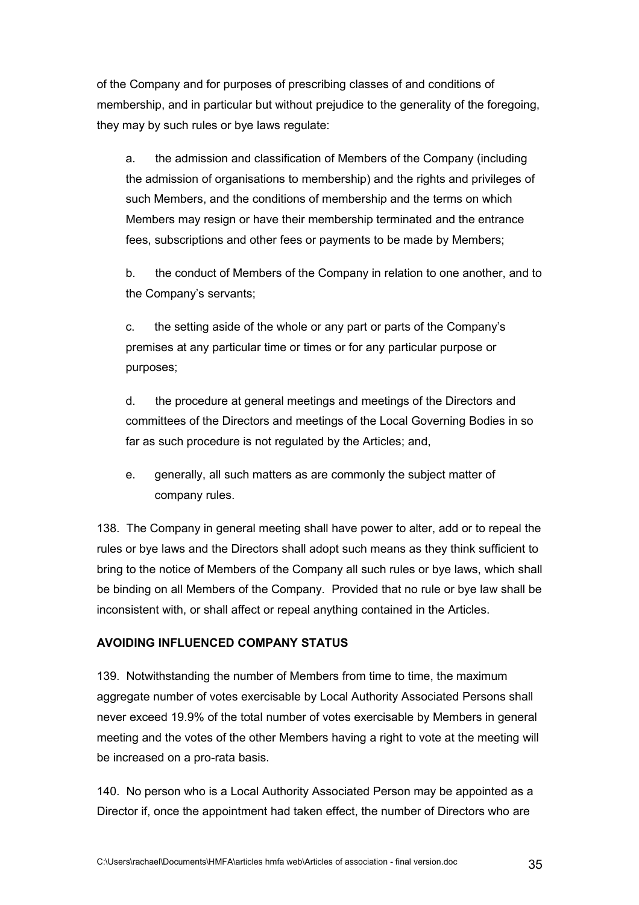of the Company and for purposes of prescribing classes of and conditions of membership, and in particular but without prejudice to the generality of the foregoing, they may by such rules or bye laws regulate:

a. the admission and classification of Members of the Company (including the admission of organisations to membership) and the rights and privileges of such Members, and the conditions of membership and the terms on which Members may resign or have their membership terminated and the entrance fees, subscriptions and other fees or payments to be made by Members;

b. the conduct of Members of the Company in relation to one another, and to the Company's servants;

c. the setting aside of the whole or any part or parts of the Company's premises at any particular time or times or for any particular purpose or purposes;

d. the procedure at general meetings and meetings of the Directors and committees of the Directors and meetings of the Local Governing Bodies in so far as such procedure is not regulated by the Articles; and,

e. generally, all such matters as are commonly the subject matter of company rules.

138. The Company in general meeting shall have power to alter, add or to repeal the rules or bye laws and the Directors shall adopt such means as they think sufficient to bring to the notice of Members of the Company all such rules or bye laws, which shall be binding on all Members of the Company. Provided that no rule or bye law shall be inconsistent with, or shall affect or repeal anything contained in the Articles.

**AVOIDING INFLUENCED COMPANY STATUS**

139. Notwithstanding the number of Members from time to time, the maximum aggregate number of votes exercisable by Local Authority Associated Persons shall never exceed 19.9% of the total number of votes exercisable by Members in general meeting and the votes of the other Members having a right to vote at the meeting will be increased on a pro-rata basis.

140. No person who is a Local Authority Associated Person may be appointed as a Director if, once the appointment had taken effect, the number of Directors who are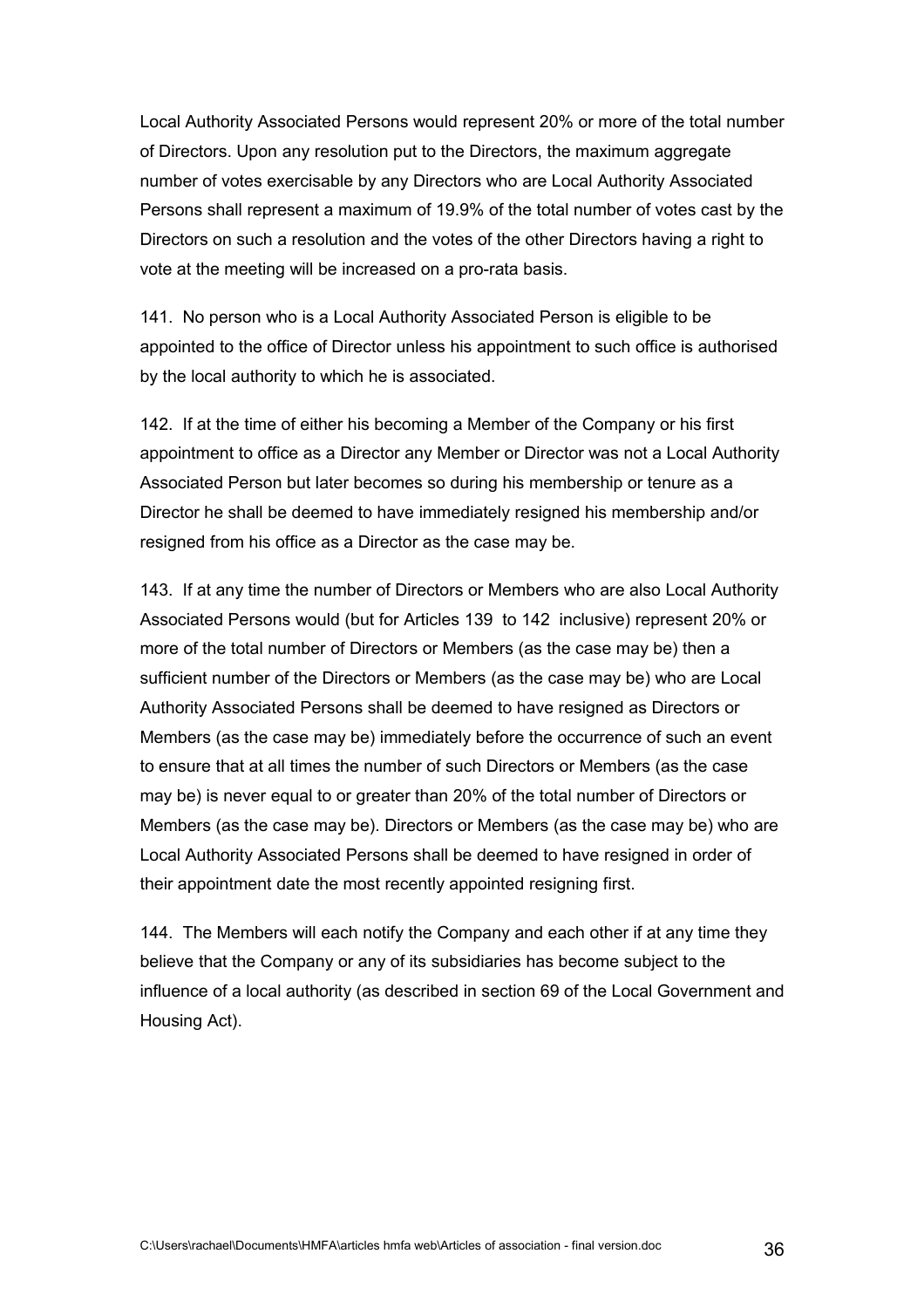Local Authority Associated Persons would represent 20% or more of the total number of Directors. Upon any resolution put to the Directors, the maximum aggregate number of votes exercisable by any Directors who are Local Authority Associated Persons shall represent a maximum of 19.9% of the total number of votes cast by the Directors on such a resolution and the votes of the other Directors having a right to vote at the meeting will be increased on a pro-rata basis.

141. No person who is a Local Authority Associated Person is eligible to be appointed to the office of Director unless his appointment to such office is authorised by the local authority to which he is associated.

142. If at the time of either his becoming a Member of the Company or his first appointment to office as a Director any Member or Director was not a Local Authority Associated Person but later becomes so during his membership or tenure as a Director he shall be deemed to have immediately resigned his membership and/or resigned from his office as a Director as the case may be.

143. If at any time the number of Directors or Members who are also Local Authority Associated Persons would (but for Articles 139 to 142 inclusive) represent 20% or more of the total number of Directors or Members (as the case may be) then a sufficient number of the Directors or Members (as the case may be) who are Local Authority Associated Persons shall be deemed to have resigned as Directors or Members (as the case may be) immediately before the occurrence of such an event to ensure that at all times the number of such Directors or Members (as the case may be) is never equal to or greater than 20% of the total number of Directors or Members (as the case may be). Directors or Members (as the case may be) who are Local Authority Associated Persons shall be deemed to have resigned in order of their appointment date the most recently appointed resigning first.

144. The Members will each notify the Company and each other if at any time they believe that the Company or any of its subsidiaries has become subject to the influence of a local authority (as described in section 69 of the Local Government and Housing Act).